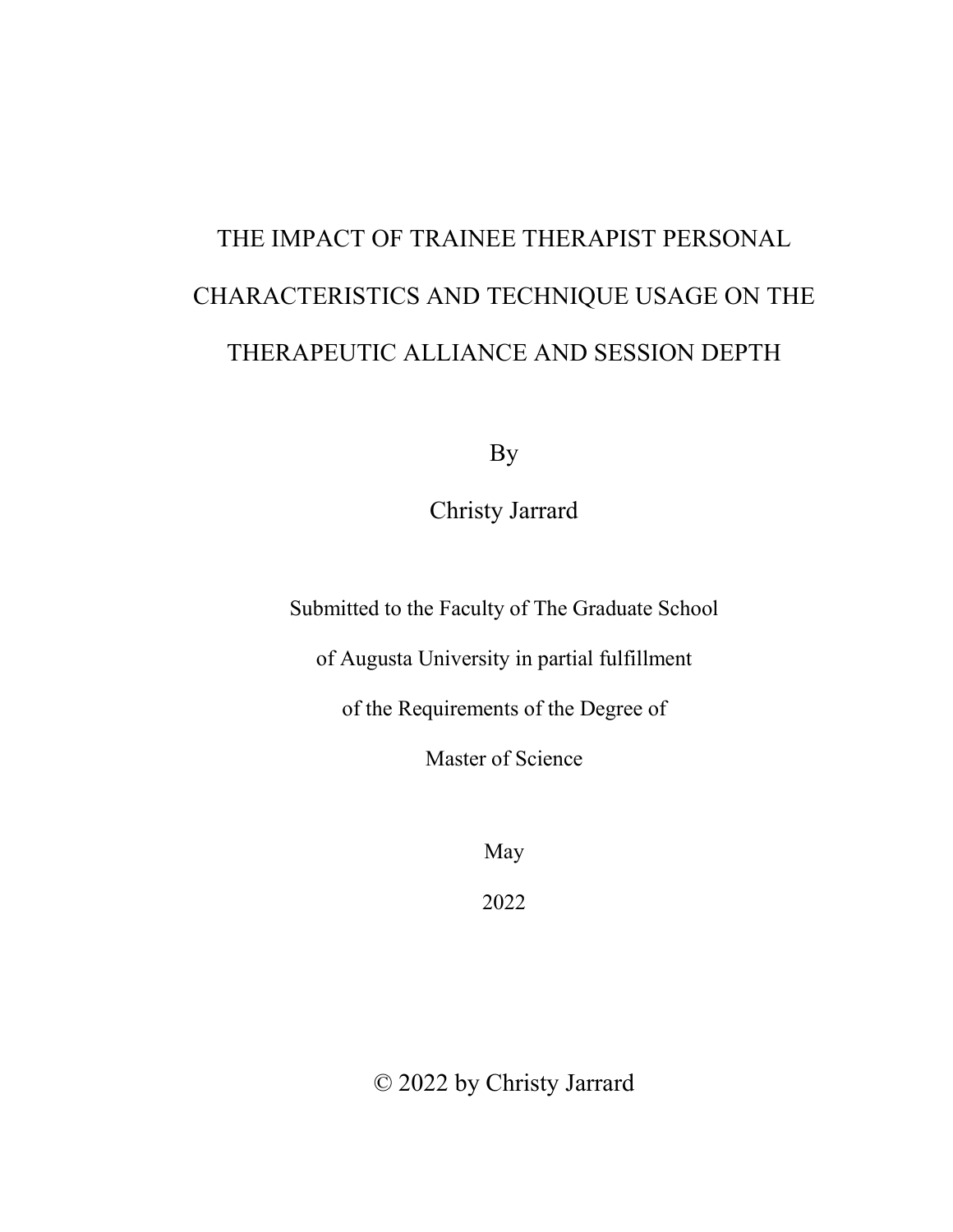# THE IMPACT OF TRAINEE THERAPIST PERSONAL CHARACTERISTICS AND TECHNIQUE USAGE ON THE THERAPEUTIC ALLIANCE AND SESSION DEPTH

By

Christy Jarrard

Submitted to the Faculty of The Graduate School

of Augusta University in partial fulfillment

of the Requirements of the Degree of

Master of Science

May

2022

© 2022 by Christy Jarrard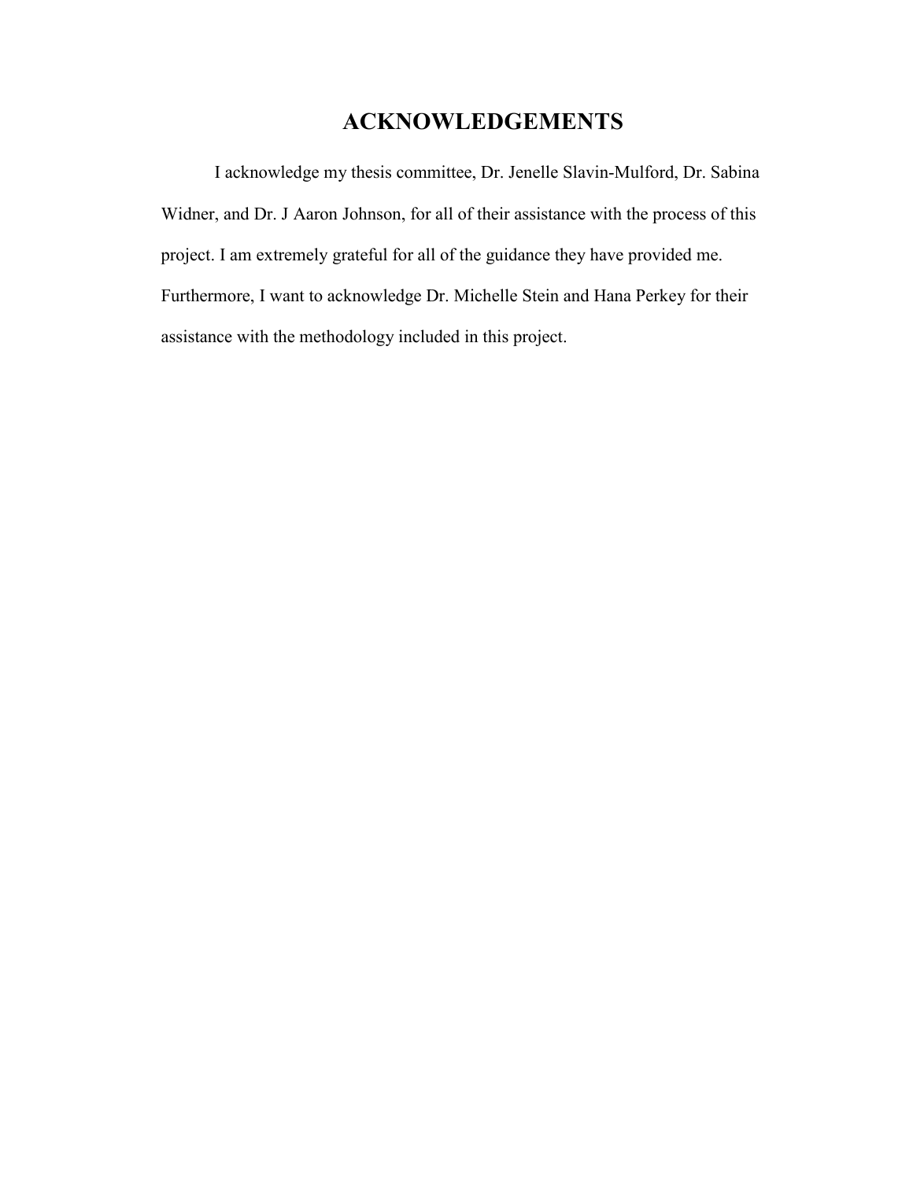# ACKNOWLEDGEMENTS

I acknowledge my thesis committee, Dr. Jenelle Slavin-Mulford, Dr. Sabina Widner, and Dr. J Aaron Johnson, for all of their assistance with the process of this project. I am extremely grateful for all of the guidance they have provided me. Furthermore, I want to acknowledge Dr. Michelle Stein and Hana Perkey for their assistance with the methodology included in this project.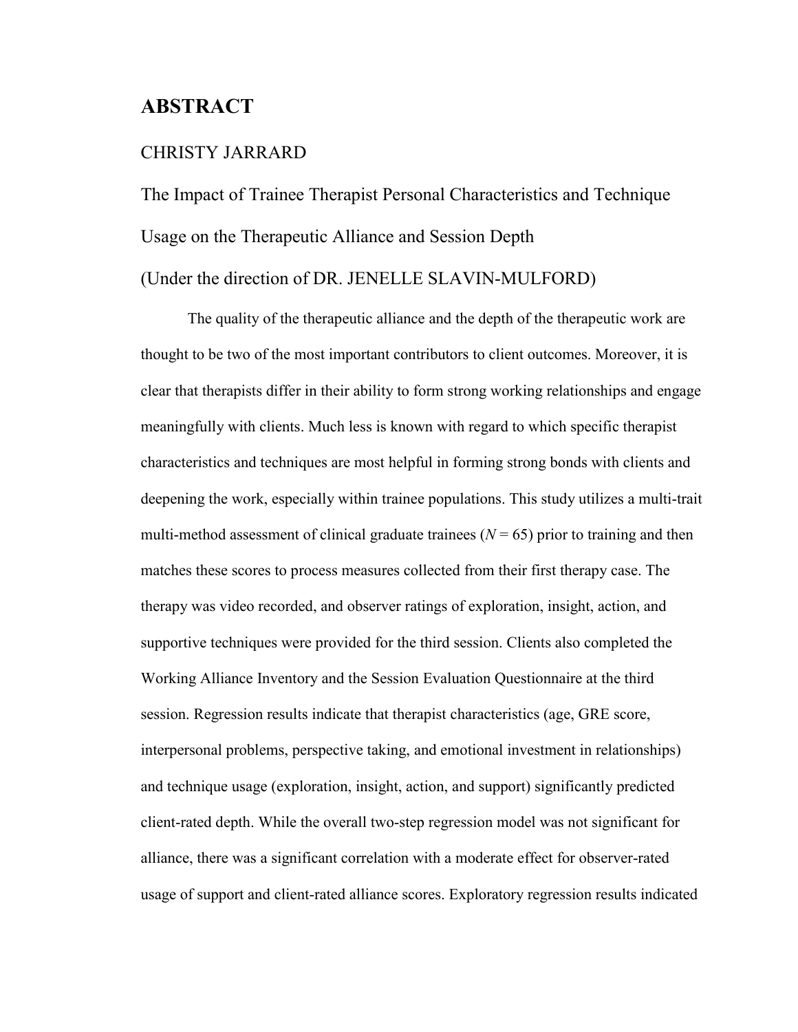# ABSTRACT

CHRISTY JARRARD

The Impact of Trainee Therapist Personal Characteristics and Technique Usage on the Therapeutic Alliance and Session Depth

(Under the direction of DR. JENELLE SLAVIN-MULFORD)

The quality of the therapeutic alliance and the depth of the therapeutic work are thought to be two of the most important contributors to client outcomes. Moreover, it is clear that therapists differ in their ability to form strong working relationships and engage meaningfully with clients. Much less is known with regard to which specific therapist characteristics and techniques are most helpful in forming strong bonds with clients and deepening the work, especially within trainee populations. This study utilizes a multi-trait multi-method assessment of clinical graduate trainees ($N = 65$) prior to training and then matches these scores to process measures collected from their first therapy case. The therapy was video recorded, and observer ratings of exploration, insight, action, and supportive techniques were provided for the third session. Clients also completed the Working Alliance Inventory and the Session Evaluation Questionnaire at the third session. Regression results indicate that therapist characteristics (age, GRE score, interpersonal problems, perspective taking, and emotional investment in relationships) and technique usage (exploration, insight, action, and support) significantly predicted client-rated depth. While the overall two-step regression model was not significant for alliance, there was a significant correlation with a moderate effect for observer-rated usage of support and client-rated alliance scores. Exploratory regression results indicated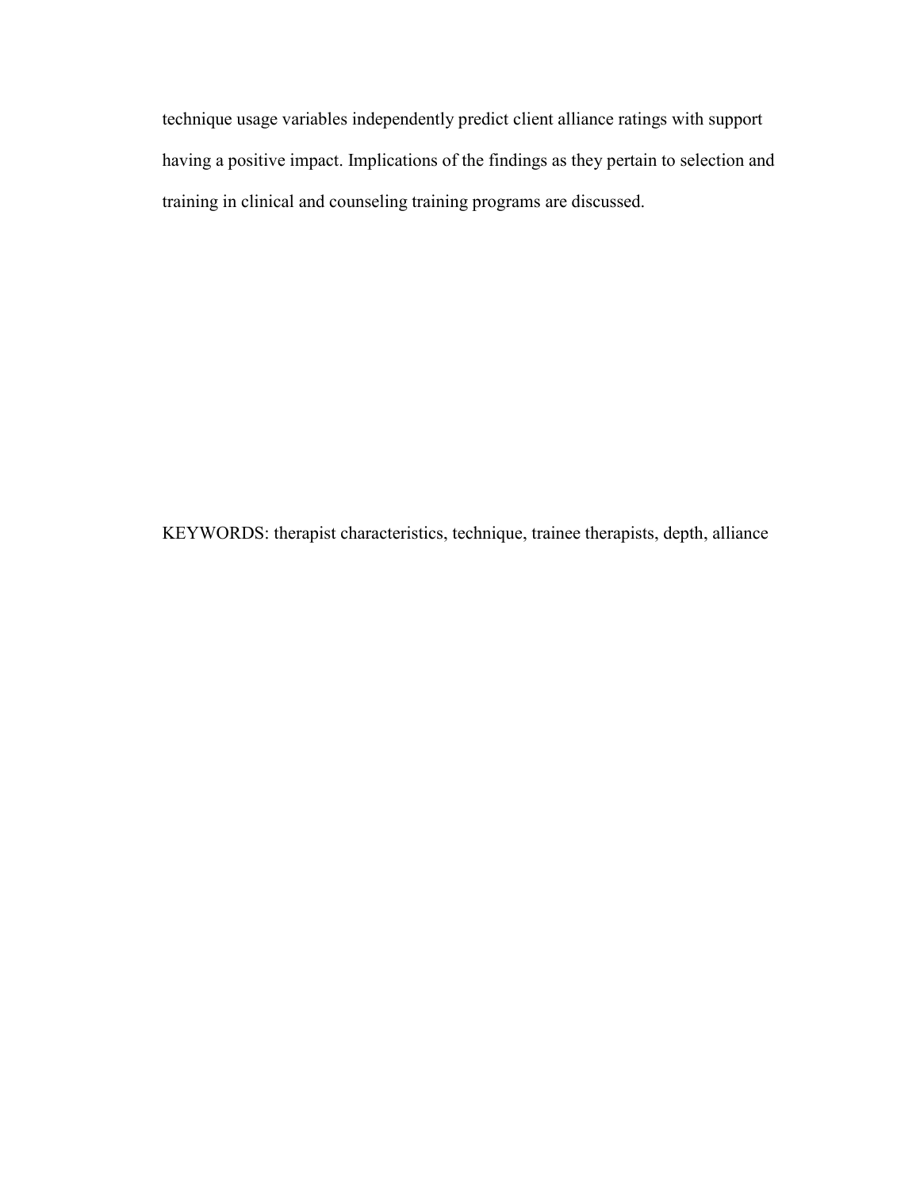technique usage variables independently predict client alliance ratings with support having a positive impact. Implications of the findings as they pertain to selection and training in clinical and counseling training programs are discussed.

KEYWORDS: therapist characteristics, technique, trainee therapists, depth, alliance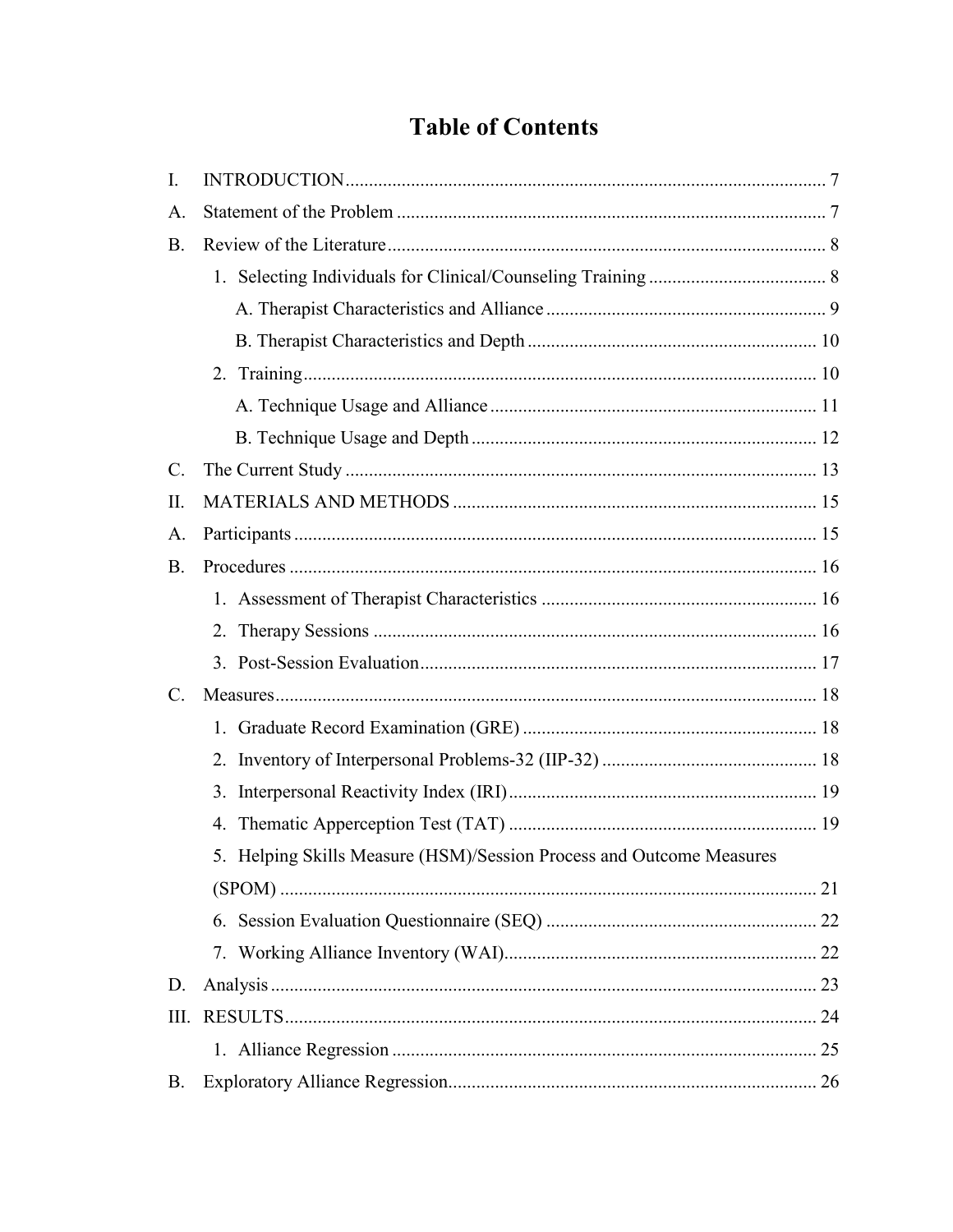# Table of Contents

I. INTRODUCTION ........................................................................................................ 7

A. Statement of the Problem ........................................................................................... 7

B. Review of the Literature .............................................................................................. 8

1. Selecting Individuals for Clinical/Counseling Training ...................................... 8

A. Therapist Characteristics and Alliance ........................................................... 9

B. Therapist Characteristics and Depth ............................................................. 10

2. Training ............................................................................................................. 10

A. Technique Usage and Alliance ..................................................................... 11

B. Technique Usage and Depth ......................................................................... 12

C. The Current Study ..................................................................................................... 13

II. MATERIALS AND METHODS ............................................................................. 15

A. Participants ................................................................................................................ 15

B. Procedures ................................................................................................................. 16

1. Assessment of Therapist Characteristics ........................................................... 16

2. Therapy Sessions ............................................................................................... 16

3. Post-Session Evaluation ..................................................................................... 17

C. Measures .................................................................................................................... 18

1. Graduate Record Examination (GRE) ............................................................... 18

2. Inventory of Interpersonal Problems-32 (IIP-32) .............................................. 18

3. Interpersonal Reactivity Index (IRI) .................................................................. 19

4. Thematic Apperception Test (TAT) .................................................................. 19

5. Helping Skills Measure (HSM)/Session Process and Outcome Measures (SPOM) ................................................................................................................... 21

6. Session Evaluation Questionnaire (SEQ) .......................................................... 22

7. Working Alliance Inventory (WAI) ................................................................... 22

D. Analysis ..................................................................................................................... 23

III. RESULTS .................................................................................................................. 24

1. Alliance Regression ........................................................................................... 25

B. Exploratory Alliance Regression ............................................................................... 26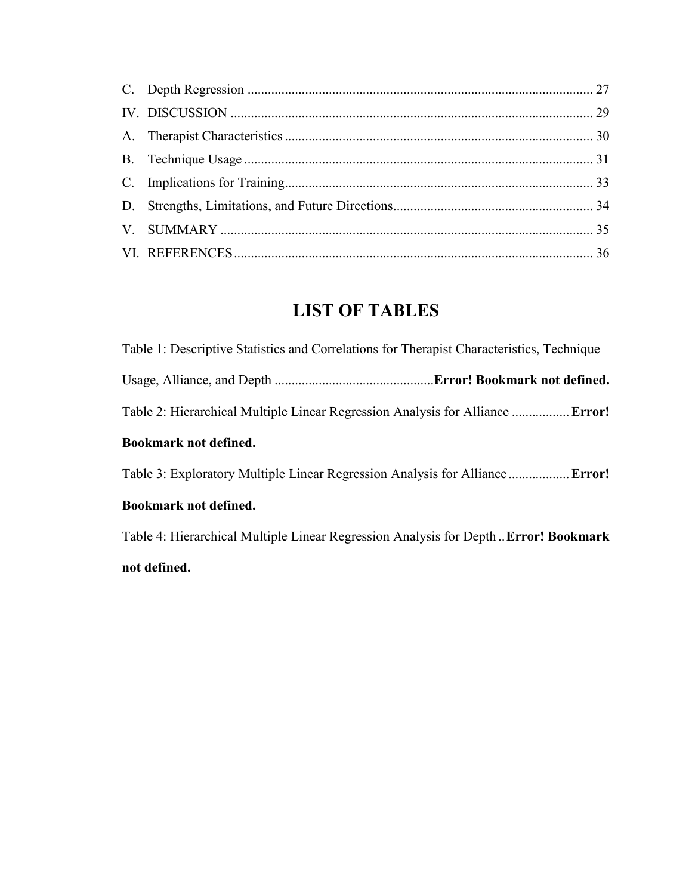C. Depth Regression ..................................................................................................... 27

IV. DISCUSSION .......................................................................................................... 29

A. Therapist Characteristics .......................................................................................... 30

B. Technique Usage ...................................................................................................... 31

C. Implications for Training.......................................................................................... 33

D. Strengths, Limitations, and Future Directions........................................................... 34

V. SUMMARY ............................................................................................................. 35

VI. REFERENCES......................................................................................................... 36

# LIST OF TABLES

Table 1: Descriptive Statistics and Correlations for Therapist Characteristics, Technique Usage, Alliance, and Depth ..............................................**Error! Bookmark not defined.**

Table 2: Hierarchical Multiple Linear Regression Analysis for Alliance ................. **Error! Bookmark not defined.**

Table 3: Exploratory Multiple Linear Regression Analysis for Alliance ................. **Error! Bookmark not defined.**

Table 4: Hierarchical Multiple Linear Regression Analysis for Depth .. **Error! Bookmark not defined.**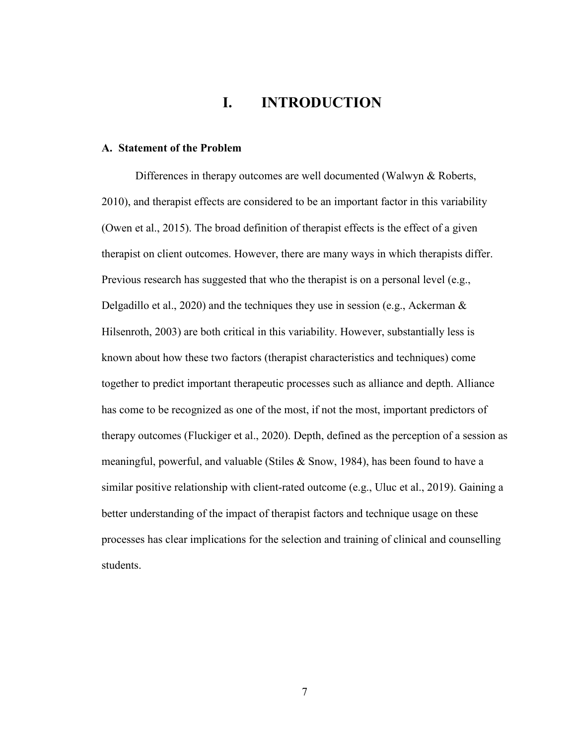# I. INTRODUCTION

## A. Statement of the Problem

Differences in therapy outcomes are well documented (Walwyn & Roberts, 2010), and therapist effects are considered to be an important factor in this variability (Owen et al., 2015). The broad definition of therapist effects is the effect of a given therapist on client outcomes. However, there are many ways in which therapists differ. Previous research has suggested that who the therapist is on a personal level (e.g., Delgadillo et al., 2020) and the techniques they use in session (e.g., Ackerman & Hilsenroth, 2003) are both critical in this variability. However, substantially less is known about how these two factors (therapist characteristics and techniques) come together to predict important therapeutic processes such as alliance and depth. Alliance has come to be recognized as one of the most, if not the most, important predictors of therapy outcomes (Fluckiger et al., 2020). Depth, defined as the perception of a session as meaningful, powerful, and valuable (Stiles & Snow, 1984), has been found to have a similar positive relationship with client-rated outcome (e.g., Uluc et al., 2019). Gaining a better understanding of the impact of therapist factors and technique usage on these processes has clear implications for the selection and training of clinical and counselling students.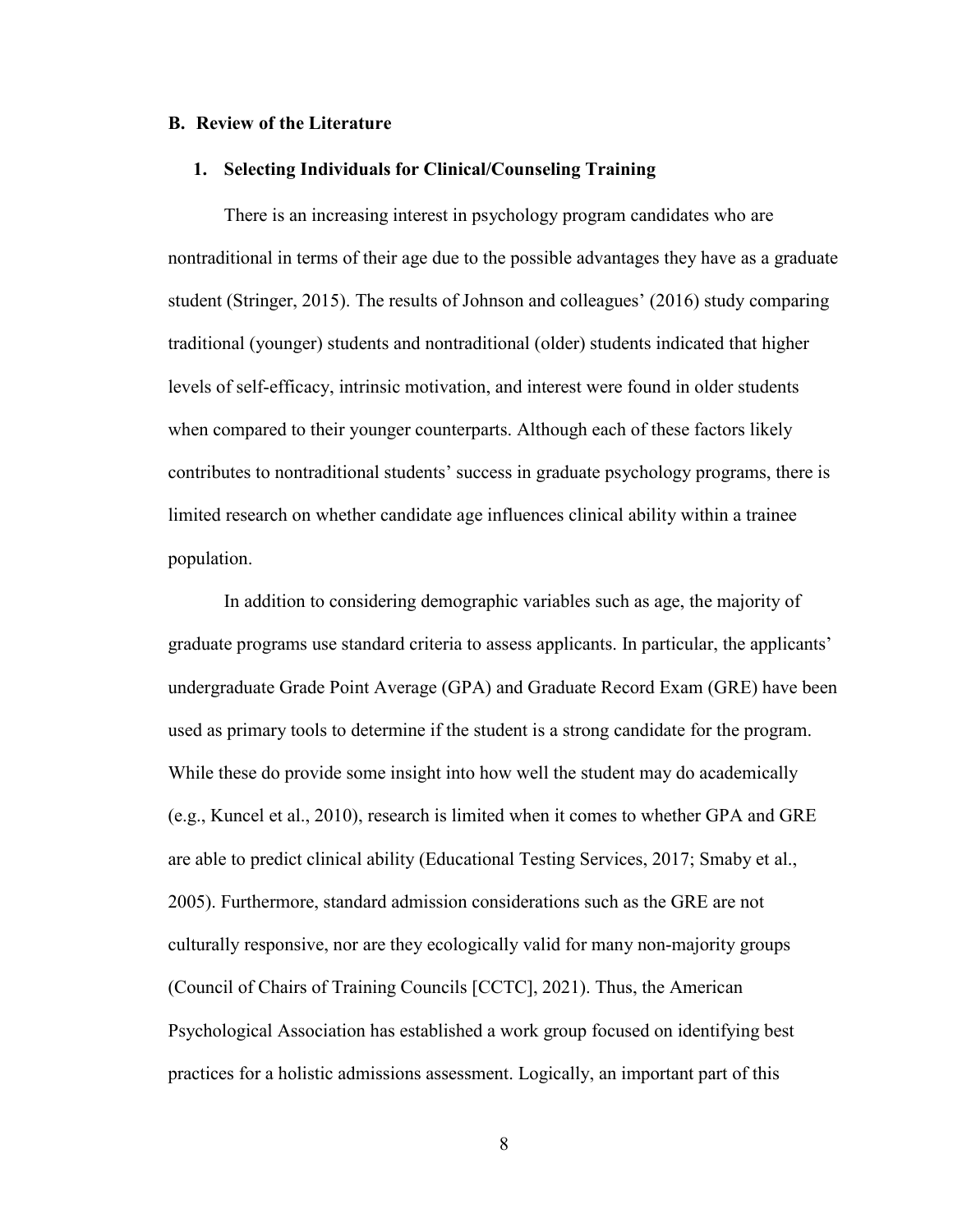## B. Review of the Literature

### 1. Selecting Individuals for Clinical/Counseling Training

There is an increasing interest in psychology program candidates who are nontraditional in terms of their age due to the possible advantages they have as a graduate student (Stringer, 2015). The results of Johnson and colleagues' (2016) study comparing traditional (younger) students and nontraditional (older) students indicated that higher levels of self-efficacy, intrinsic motivation, and interest were found in older students when compared to their younger counterparts. Although each of these factors likely contributes to nontraditional students' success in graduate psychology programs, there is limited research on whether candidate age influences clinical ability within a trainee population.

In addition to considering demographic variables such as age, the majority of graduate programs use standard criteria to assess applicants. In particular, the applicants' undergraduate Grade Point Average (GPA) and Graduate Record Exam (GRE) have been used as primary tools to determine if the student is a strong candidate for the program. While these do provide some insight into how well the student may do academically (e.g., Kuncel et al., 2010), research is limited when it comes to whether GPA and GRE are able to predict clinical ability (Educational Testing Services, 2017; Smaby et al., 2005). Furthermore, standard admission considerations such as the GRE are not culturally responsive, nor are they ecologically valid for many non-majority groups (Council of Chairs of Training Councils [CCTC], 2021). Thus, the American Psychological Association has established a work group focused on identifying best practices for a holistic admissions assessment. Logically, an important part of this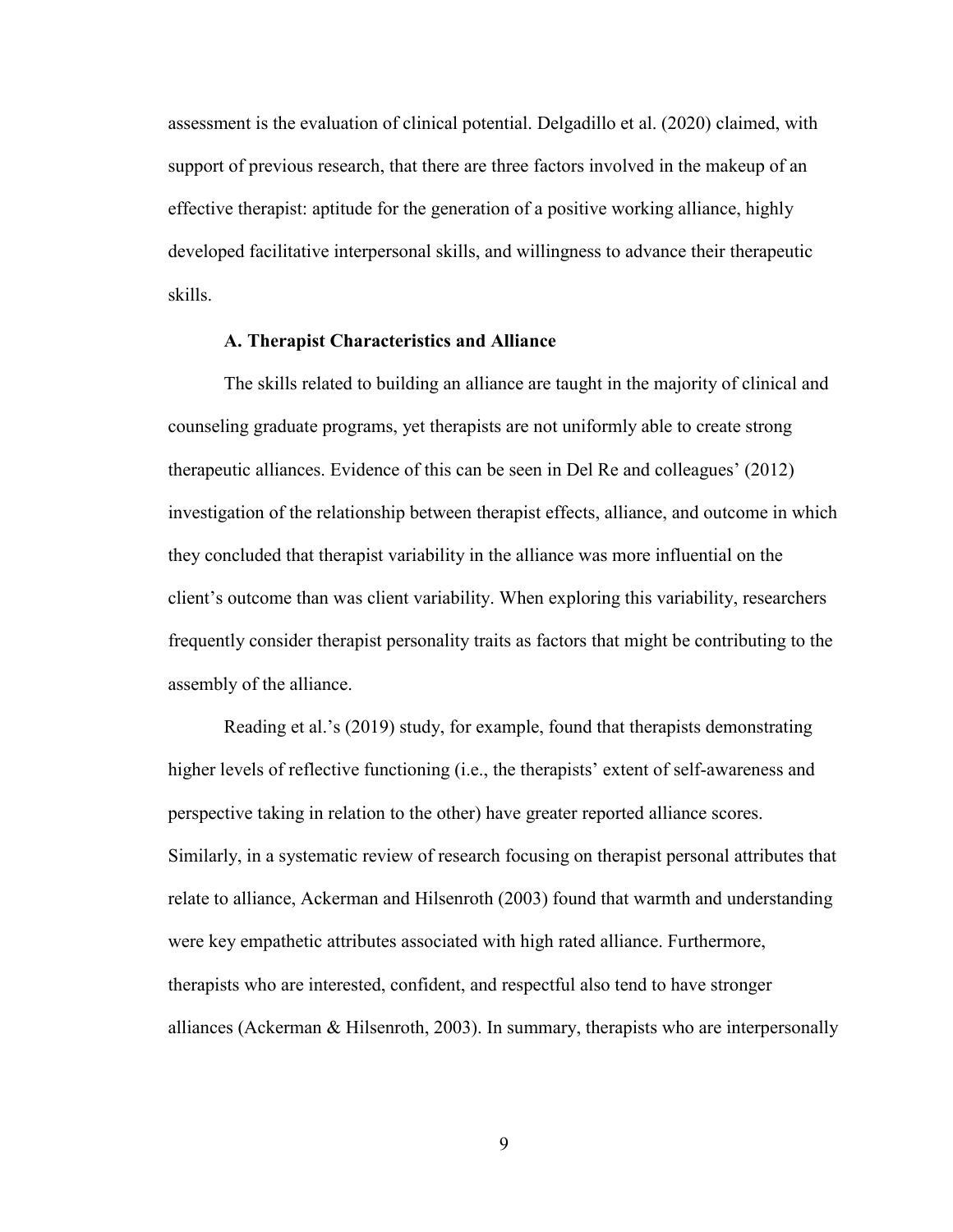assessment is the evaluation of clinical potential. Delgadillo et al. (2020) claimed, with support of previous research, that there are three factors involved in the makeup of an effective therapist: aptitude for the generation of a positive working alliance, highly developed facilitative interpersonal skills, and willingness to advance their therapeutic skills.

### A. Therapist Characteristics and Alliance

The skills related to building an alliance are taught in the majority of clinical and counseling graduate programs, yet therapists are not uniformly able to create strong therapeutic alliances. Evidence of this can be seen in Del Re and colleagues' (2012) investigation of the relationship between therapist effects, alliance, and outcome in which they concluded that therapist variability in the alliance was more influential on the client's outcome than was client variability. When exploring this variability, researchers frequently consider therapist personality traits as factors that might be contributing to the assembly of the alliance.

Reading et al.'s (2019) study, for example, found that therapists demonstrating higher levels of reflective functioning (i.e., the therapists' extent of self-awareness and perspective taking in relation to the other) have greater reported alliance scores. Similarly, in a systematic review of research focusing on therapist personal attributes that relate to alliance, Ackerman and Hilsenroth (2003) found that warmth and understanding were key empathetic attributes associated with high rated alliance. Furthermore, therapists who are interested, confident, and respectful also tend to have stronger alliances (Ackerman & Hilsenroth, 2003). In summary, therapists who are interpersonally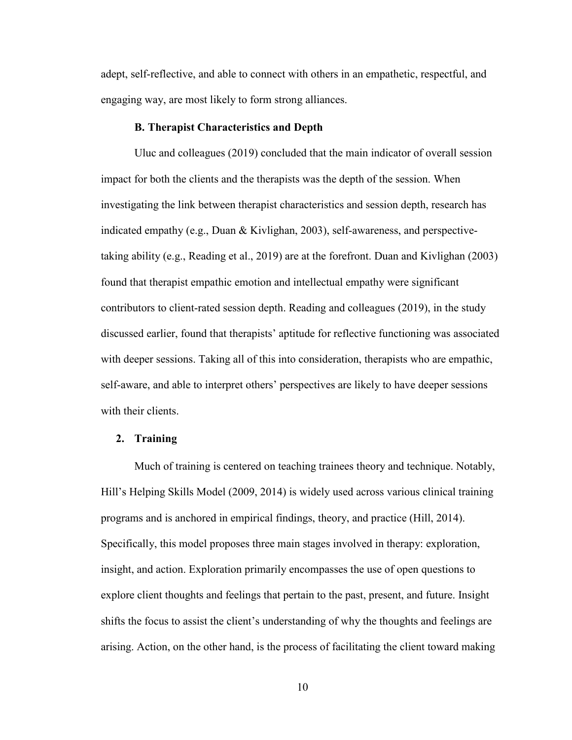adept, self-reflective, and able to connect with others in an empathetic, respectful, and engaging way, are most likely to form strong alliances.

### B. Therapist Characteristics and Depth

Uluc and colleagues (2019) concluded that the main indicator of overall session impact for both the clients and the therapists was the depth of the session. When investigating the link between therapist characteristics and session depth, research has indicated empathy (e.g., Duan & Kivlighan, 2003), self-awareness, and perspective-taking ability (e.g., Reading et al., 2019) are at the forefront. Duan and Kivlighan (2003) found that therapist empathic emotion and intellectual empathy were significant contributors to client-rated session depth. Reading and colleagues (2019), in the study discussed earlier, found that therapists' aptitude for reflective functioning was associated with deeper sessions. Taking all of this into consideration, therapists who are empathic, self-aware, and able to interpret others' perspectives are likely to have deeper sessions with their clients.

## 2. Training

Much of training is centered on teaching trainees theory and technique. Notably, Hill's Helping Skills Model (2009, 2014) is widely used across various clinical training programs and is anchored in empirical findings, theory, and practice (Hill, 2014). Specifically, this model proposes three main stages involved in therapy: exploration, insight, and action. Exploration primarily encompasses the use of open questions to explore client thoughts and feelings that pertain to the past, present, and future. Insight shifts the focus to assist the client's understanding of why the thoughts and feelings are arising. Action, on the other hand, is the process of facilitating the client toward making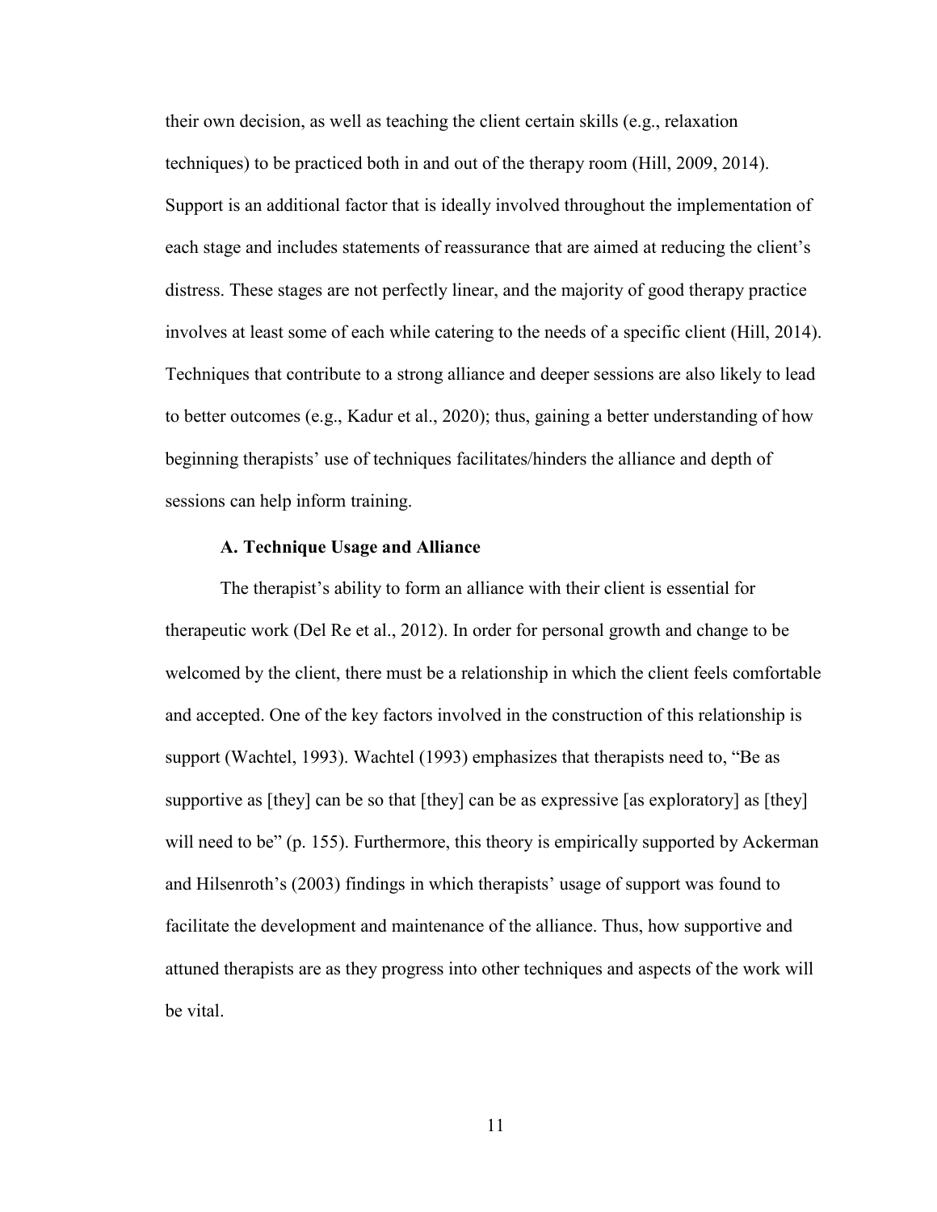their own decision, as well as teaching the client certain skills (e.g., relaxation techniques) to be practiced both in and out of the therapy room (Hill, 2009, 2014). Support is an additional factor that is ideally involved throughout the implementation of each stage and includes statements of reassurance that are aimed at reducing the client's distress. These stages are not perfectly linear, and the majority of good therapy practice involves at least some of each while catering to the needs of a specific client (Hill, 2014). Techniques that contribute to a strong alliance and deeper sessions are also likely to lead to better outcomes (e.g., Kadur et al., 2020); thus, gaining a better understanding of how beginning therapists' use of techniques facilitates/hinders the alliance and depth of sessions can help inform training.

### A. Technique Usage and Alliance

The therapist's ability to form an alliance with their client is essential for therapeutic work (Del Re et al., 2012). In order for personal growth and change to be welcomed by the client, there must be a relationship in which the client feels comfortable and accepted. One of the key factors involved in the construction of this relationship is support (Wachtel, 1993). Wachtel (1993) emphasizes that therapists need to, "Be as supportive as [they] can be so that [they] can be as expressive [as exploratory] as [they] will need to be" (p. 155). Furthermore, this theory is empirically supported by Ackerman and Hilsenroth's (2003) findings in which therapists' usage of support was found to facilitate the development and maintenance of the alliance. Thus, how supportive and attuned therapists are as they progress into other techniques and aspects of the work will be vital.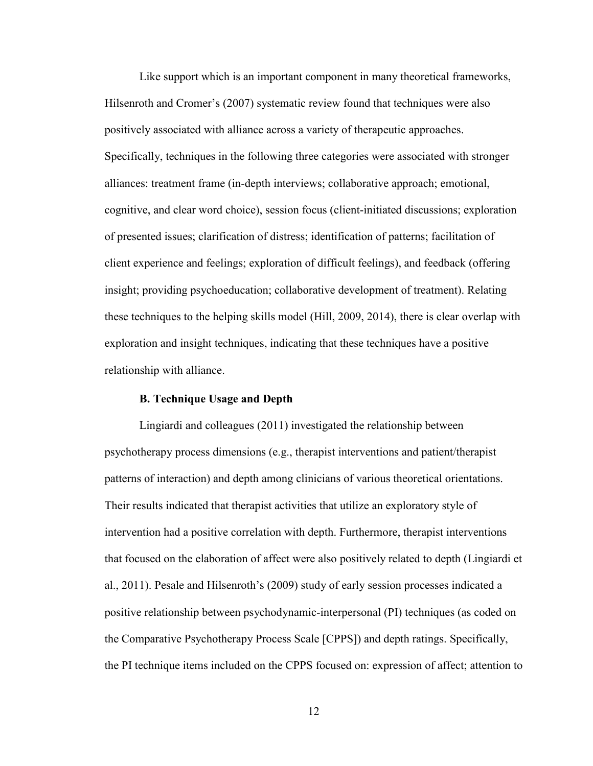Like support which is an important component in many theoretical frameworks, Hilsenroth and Cromer's (2007) systematic review found that techniques were also positively associated with alliance across a variety of therapeutic approaches. Specifically, techniques in the following three categories were associated with stronger alliances: treatment frame (in-depth interviews; collaborative approach; emotional, cognitive, and clear word choice), session focus (client-initiated discussions; exploration of presented issues; clarification of distress; identification of patterns; facilitation of client experience and feelings; exploration of difficult feelings), and feedback (offering insight; providing psychoeducation; collaborative development of treatment). Relating these techniques to the helping skills model (Hill, 2009, 2014), there is clear overlap with exploration and insight techniques, indicating that these techniques have a positive relationship with alliance.

### B. Technique Usage and Depth

Lingiardi and colleagues (2011) investigated the relationship between psychotherapy process dimensions (e.g., therapist interventions and patient/therapist patterns of interaction) and depth among clinicians of various theoretical orientations. Their results indicated that therapist activities that utilize an exploratory style of intervention had a positive correlation with depth. Furthermore, therapist interventions that focused on the elaboration of affect were also positively related to depth (Lingiardi et al., 2011). Pesale and Hilsenroth's (2009) study of early session processes indicated a positive relationship between psychodynamic-interpersonal (PI) techniques (as coded on the Comparative Psychotherapy Process Scale [CPPS]) and depth ratings. Specifically, the PI technique items included on the CPPS focused on: expression of affect; attention to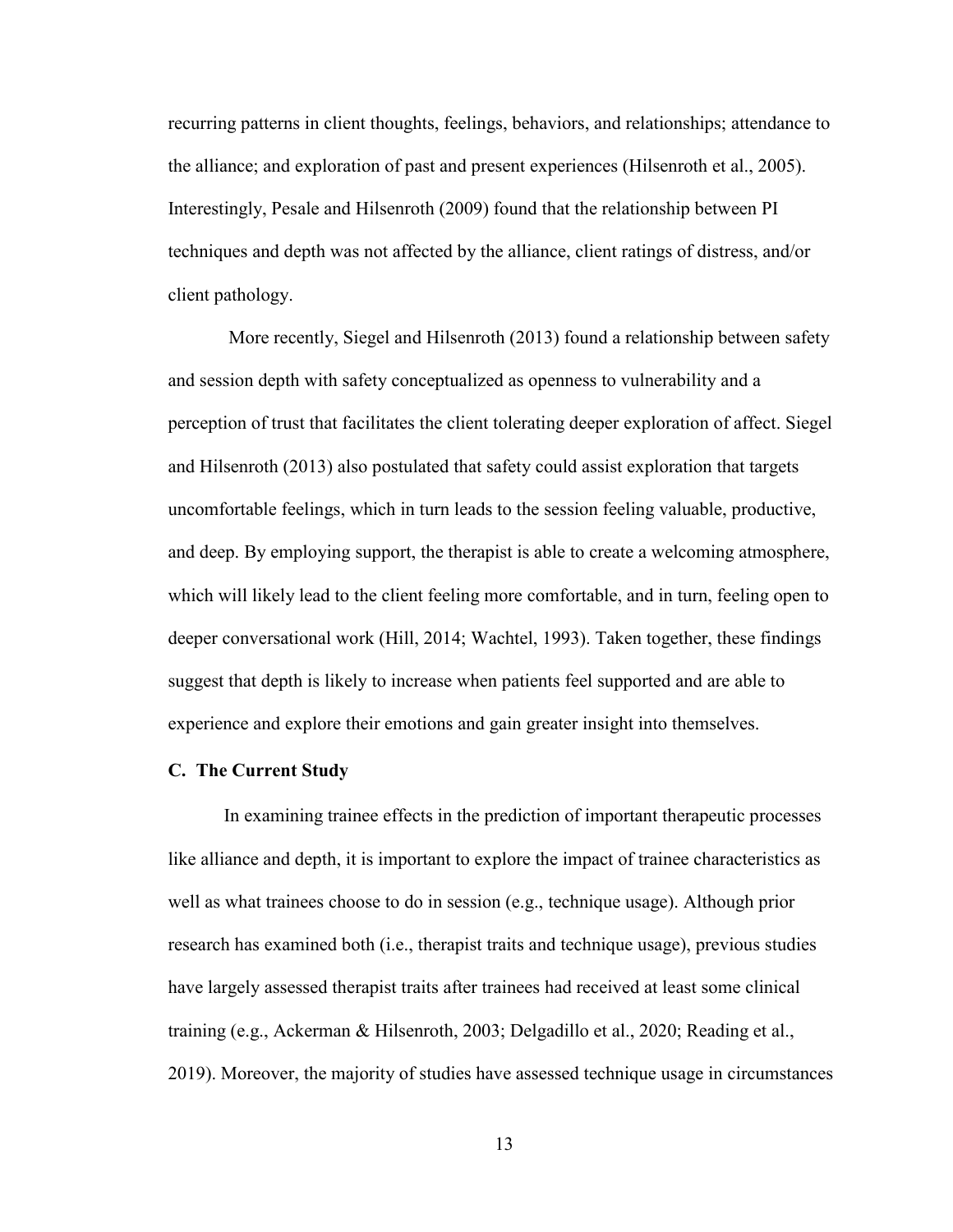recurring patterns in client thoughts, feelings, behaviors, and relationships; attendance to the alliance; and exploration of past and present experiences (Hilsenroth et al., 2005). Interestingly, Pesale and Hilsenroth (2009) found that the relationship between PI techniques and depth was not affected by the alliance, client ratings of distress, and/or client pathology.

More recently, Siegel and Hilsenroth (2013) found a relationship between safety and session depth with safety conceptualized as openness to vulnerability and a perception of trust that facilitates the client tolerating deeper exploration of affect. Siegel and Hilsenroth (2013) also postulated that safety could assist exploration that targets uncomfortable feelings, which in turn leads to the session feeling valuable, productive, and deep. By employing support, the therapist is able to create a welcoming atmosphere, which will likely lead to the client feeling more comfortable, and in turn, feeling open to deeper conversational work (Hill, 2014; Wachtel, 1993). Taken together, these findings suggest that depth is likely to increase when patients feel supported and are able to experience and explore their emotions and gain greater insight into themselves.

### C. The Current Study

In examining trainee effects in the prediction of important therapeutic processes like alliance and depth, it is important to explore the impact of trainee characteristics as well as what trainees choose to do in session (e.g., technique usage). Although prior research has examined both (i.e., therapist traits and technique usage), previous studies have largely assessed therapist traits after trainees had received at least some clinical training (e.g., Ackerman & Hilsenroth, 2003; Delgadillo et al., 2020; Reading et al., 2019). Moreover, the majority of studies have assessed technique usage in circumstances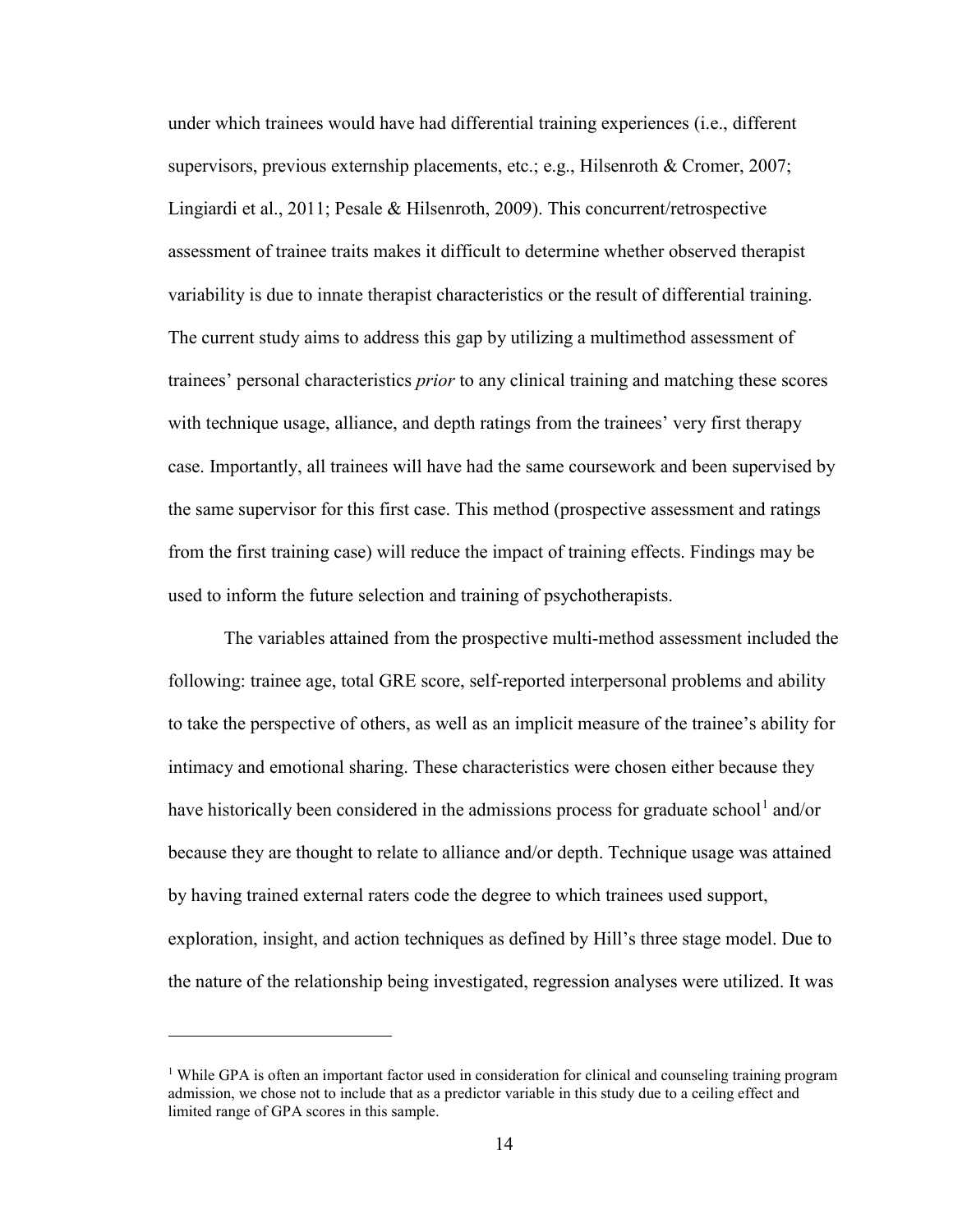under which trainees would have had differential training experiences (i.e., different supervisors, previous externship placements, etc.; e.g., Hilsenroth & Cromer, 2007; Lingiardi et al., 2011; Pesale & Hilsenroth, 2009). This concurrent/retrospective assessment of trainee traits makes it difficult to determine whether observed therapist variability is due to innate therapist characteristics or the result of differential training. The current study aims to address this gap by utilizing a multimethod assessment of trainees' personal characteristics *prior* to any clinical training and matching these scores with technique usage, alliance, and depth ratings from the trainees' very first therapy case. Importantly, all trainees will have had the same coursework and been supervised by the same supervisor for this first case. This method (prospective assessment and ratings from the first training case) will reduce the impact of training effects. Findings may be used to inform the future selection and training of psychotherapists.

The variables attained from the prospective multi-method assessment included the following: trainee age, total GRE score, self-reported interpersonal problems and ability to take the perspective of others, as well as an implicit measure of the trainee's ability for intimacy and emotional sharing. These characteristics were chosen either because they have historically been considered in the admissions process for graduate school[1] and/or because they are thought to relate to alliance and/or depth. Technique usage was attained by having trained external raters code the degree to which trainees used support, exploration, insight, and action techniques as defined by Hill's three stage model. Due to the nature of the relationship being investigated, regression analyses were utilized. It was

[1] While GPA is often an important factor used in consideration for clinical and counseling training program admission, we chose not to include that as a predictor variable in this study due to a ceiling effect and limited range of GPA scores in this sample.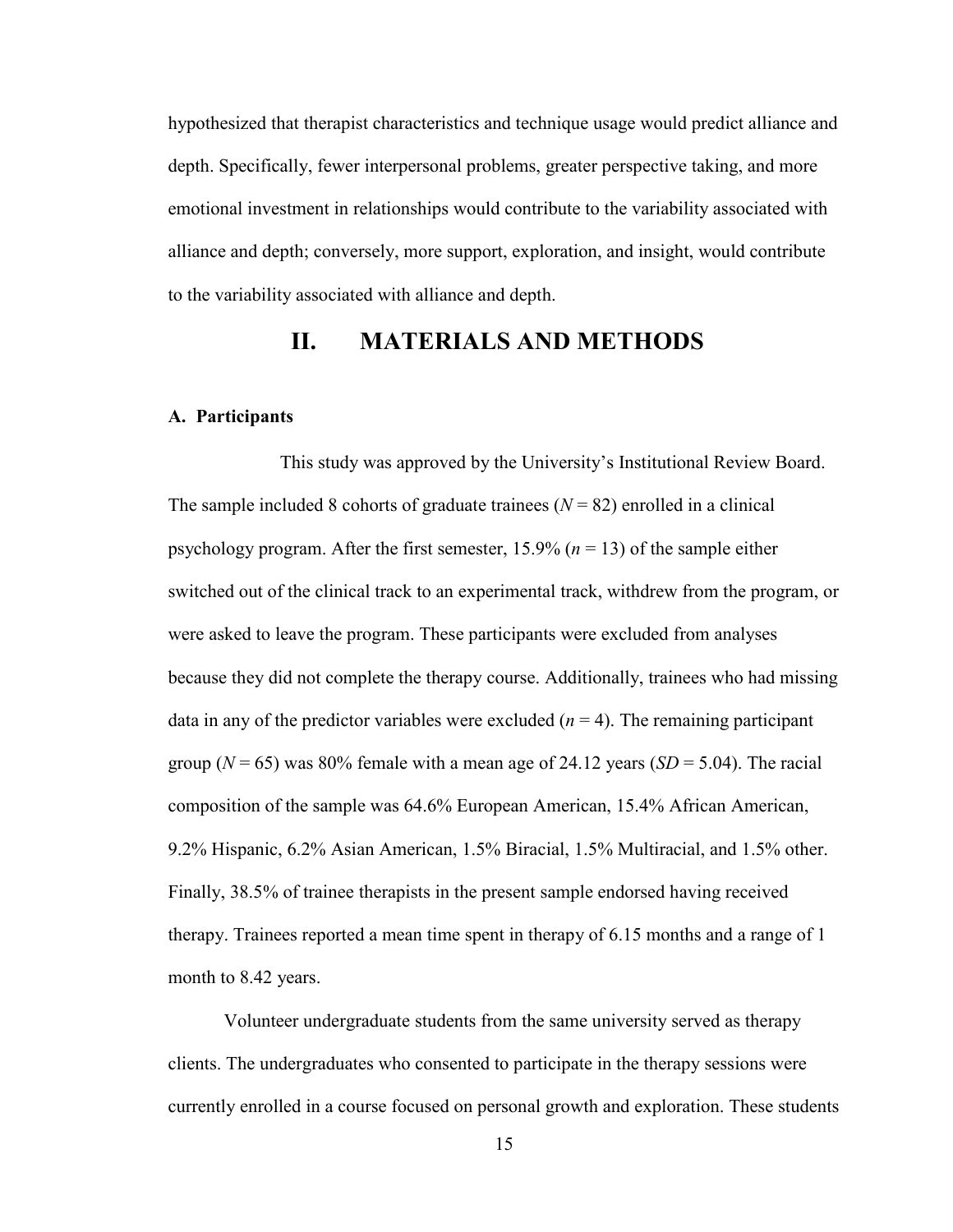hypothesized that therapist characteristics and technique usage would predict alliance and depth. Specifically, fewer interpersonal problems, greater perspective taking, and more emotional investment in relationships would contribute to the variability associated with alliance and depth; conversely, more support, exploration, and insight, would contribute to the variability associated with alliance and depth.

# II. MATERIALS AND METHODS

### A. Participants

This study was approved by the University's Institutional Review Board. The sample included 8 cohorts of graduate trainees ($N = 82$) enrolled in a clinical psychology program. After the first semester, 15.9% ($n = 13$) of the sample either switched out of the clinical track to an experimental track, withdrew from the program, or were asked to leave the program. These participants were excluded from analyses because they did not complete the therapy course. Additionally, trainees who had missing data in any of the predictor variables were excluded ($n = 4$). The remaining participant group ($N = 65$) was 80% female with a mean age of 24.12 years ($SD = 5.04$). The racial composition of the sample was 64.6% European American, 15.4% African American, 9.2% Hispanic, 6.2% Asian American, 1.5% Biracial, 1.5% Multiracial, and 1.5% other. Finally, 38.5% of trainee therapists in the present sample endorsed having received therapy. Trainees reported a mean time spent in therapy of 6.15 months and a range of 1 month to 8.42 years.

Volunteer undergraduate students from the same university served as therapy clients. The undergraduates who consented to participate in the therapy sessions were currently enrolled in a course focused on personal growth and exploration. These students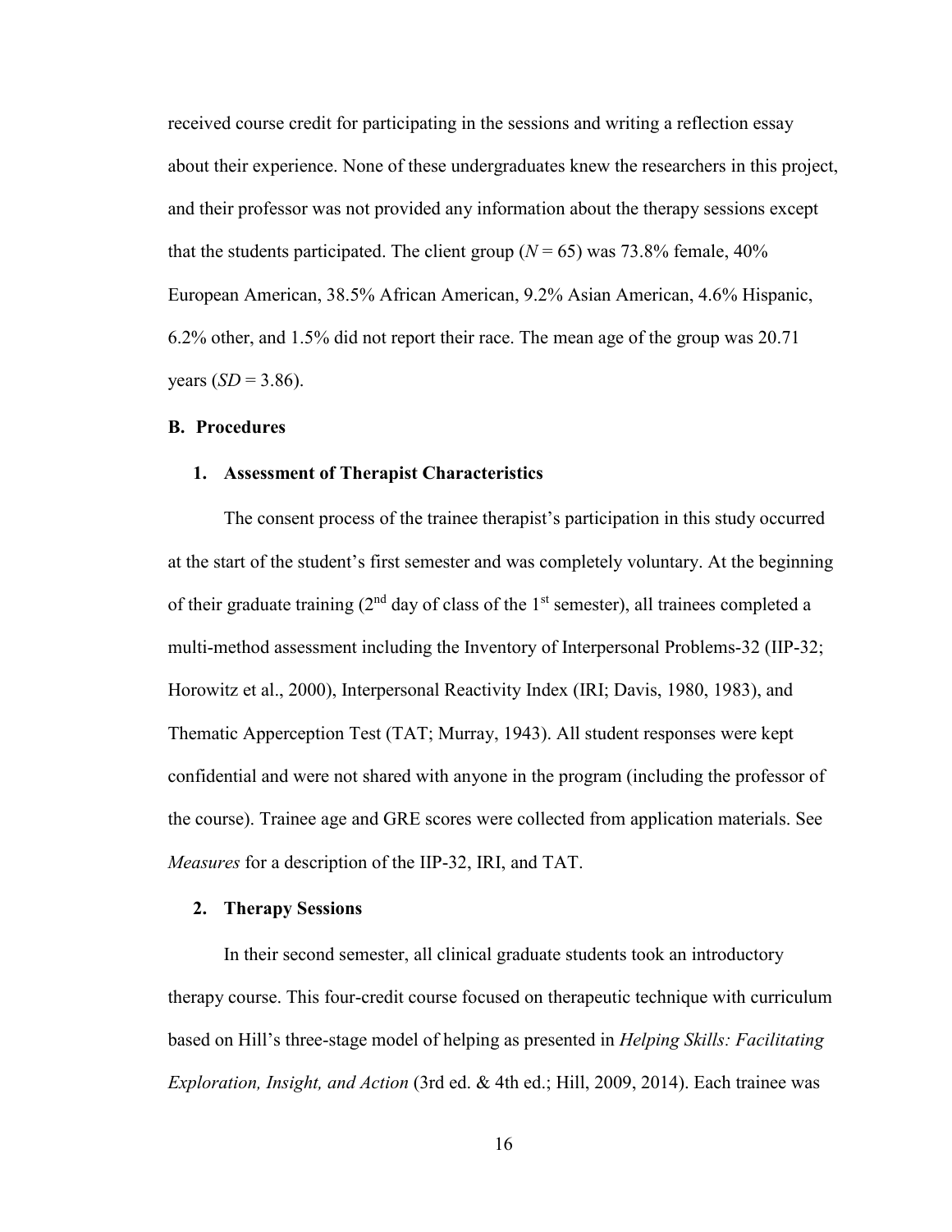received course credit for participating in the sessions and writing a reflection essay about their experience. None of these undergraduates knew the researchers in this project, and their professor was not provided any information about the therapy sessions except that the students participated. The client group ($N$ = 65) was 73.8% female, 40% European American, 38.5% African American, 9.2% Asian American, 4.6% Hispanic, 6.2% other, and 1.5% did not report their race. The mean age of the group was 20.71 years ($SD$ = 3.86).

## B. Procedures

### 1. Assessment of Therapist Characteristics

The consent process of the trainee therapist's participation in this study occurred at the start of the student's first semester and was completely voluntary. At the beginning of their graduate training (2nd day of class of the 1st semester), all trainees completed a multi-method assessment including the Inventory of Interpersonal Problems-32 (IIP-32; Horowitz et al., 2000), Interpersonal Reactivity Index (IRI; Davis, 1980, 1983), and Thematic Apperception Test (TAT; Murray, 1943). All student responses were kept confidential and were not shared with anyone in the program (including the professor of the course). Trainee age and GRE scores were collected from application materials. See *Measures* for a description of the IIP-32, IRI, and TAT.

### 2. Therapy Sessions

In their second semester, all clinical graduate students took an introductory therapy course. This four-credit course focused on therapeutic technique with curriculum based on Hill's three-stage model of helping as presented in *Helping Skills: Facilitating Exploration, Insight, and Action* (3rd ed. & 4th ed.; Hill, 2009, 2014). Each trainee was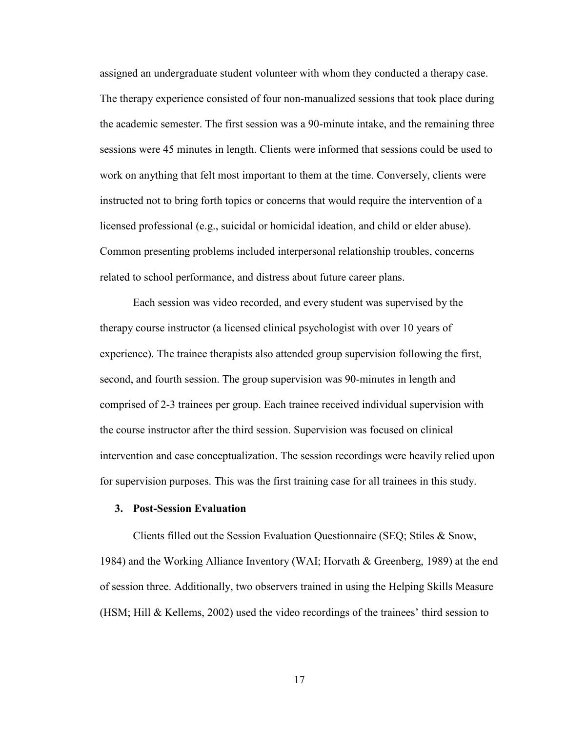assigned an undergraduate student volunteer with whom they conducted a therapy case. The therapy experience consisted of four non-manualized sessions that took place during the academic semester. The first session was a 90-minute intake, and the remaining three sessions were 45 minutes in length. Clients were informed that sessions could be used to work on anything that felt most important to them at the time. Conversely, clients were instructed not to bring forth topics or concerns that would require the intervention of a licensed professional (e.g., suicidal or homicidal ideation, and child or elder abuse). Common presenting problems included interpersonal relationship troubles, concerns related to school performance, and distress about future career plans.

Each session was video recorded, and every student was supervised by the therapy course instructor (a licensed clinical psychologist with over 10 years of experience). The trainee therapists also attended group supervision following the first, second, and fourth session. The group supervision was 90-minutes in length and comprised of 2-3 trainees per group. Each trainee received individual supervision with the course instructor after the third session. Supervision was focused on clinical intervention and case conceptualization. The session recordings were heavily relied upon for supervision purposes. This was the first training case for all trainees in this study.

### 3. Post-Session Evaluation

Clients filled out the Session Evaluation Questionnaire (SEQ; Stiles & Snow, 1984) and the Working Alliance Inventory (WAI; Horvath & Greenberg, 1989) at the end of session three. Additionally, two observers trained in using the Helping Skills Measure (HSM; Hill & Kellems, 2002) used the video recordings of the trainees' third session to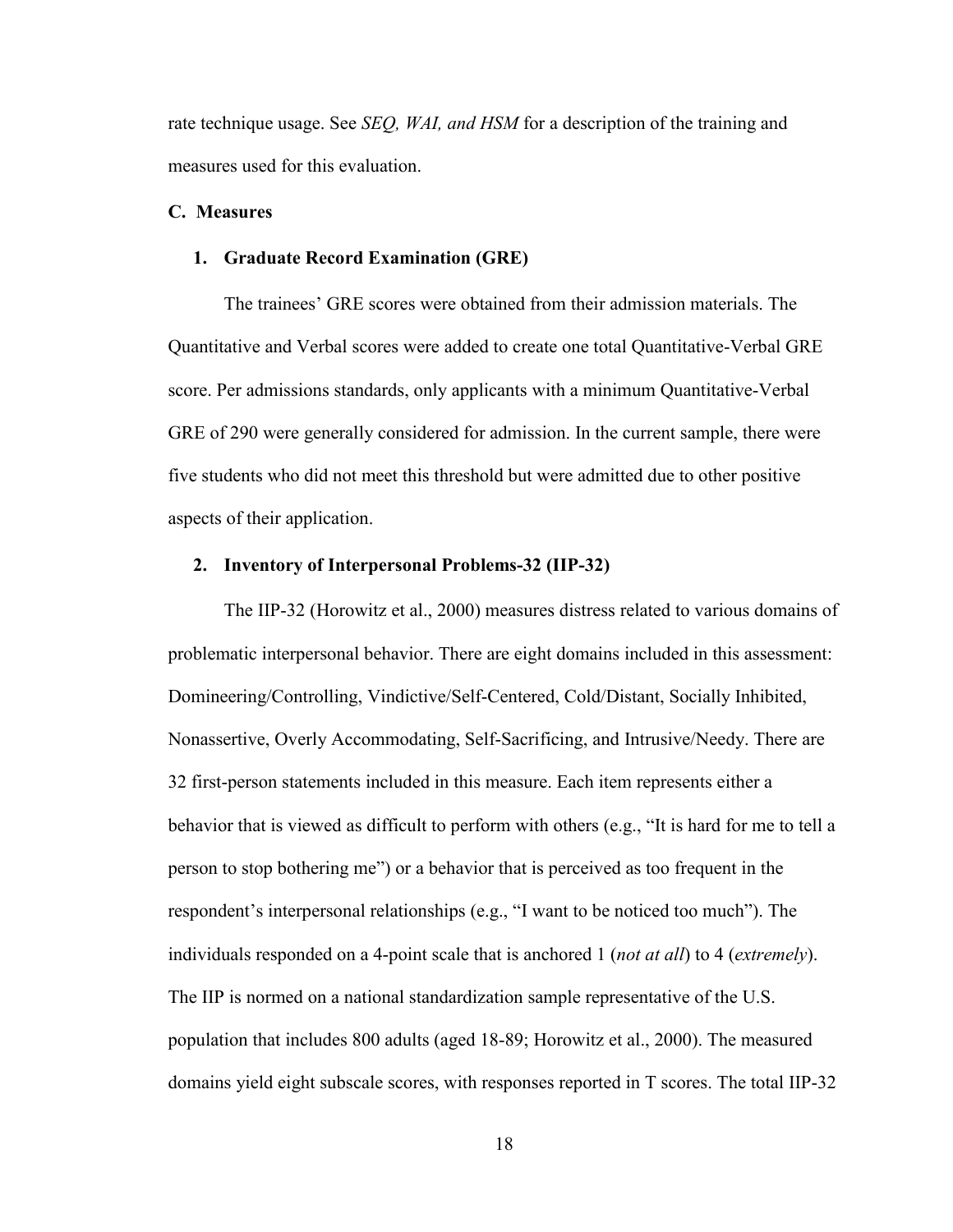rate technique usage. See *SEQ, WAI, and HSM* for a description of the training and measures used for this evaluation.

## C. Measures

### 1. Graduate Record Examination (GRE)

The trainees' GRE scores were obtained from their admission materials. The Quantitative and Verbal scores were added to create one total Quantitative-Verbal GRE score. Per admissions standards, only applicants with a minimum Quantitative-Verbal GRE of 290 were generally considered for admission. In the current sample, there were five students who did not meet this threshold but were admitted due to other positive aspects of their application.

### 2. Inventory of Interpersonal Problems-32 (IIP-32)

The IIP-32 (Horowitz et al., 2000) measures distress related to various domains of problematic interpersonal behavior. There are eight domains included in this assessment: Domineering/Controlling, Vindictive/Self-Centered, Cold/Distant, Socially Inhibited, Nonassertive, Overly Accommodating, Self-Sacrificing, and Intrusive/Needy. There are 32 first-person statements included in this measure. Each item represents either a behavior that is viewed as difficult to perform with others (e.g., "It is hard for me to tell a person to stop bothering me") or a behavior that is perceived as too frequent in the respondent's interpersonal relationships (e.g., "I want to be noticed too much"). The individuals responded on a 4-point scale that is anchored 1 (*not at all*) to 4 (*extremely*). The IIP is normed on a national standardization sample representative of the U.S. population that includes 800 adults (aged 18-89; Horowitz et al., 2000). The measured domains yield eight subscale scores, with responses reported in T scores. The total IIP-32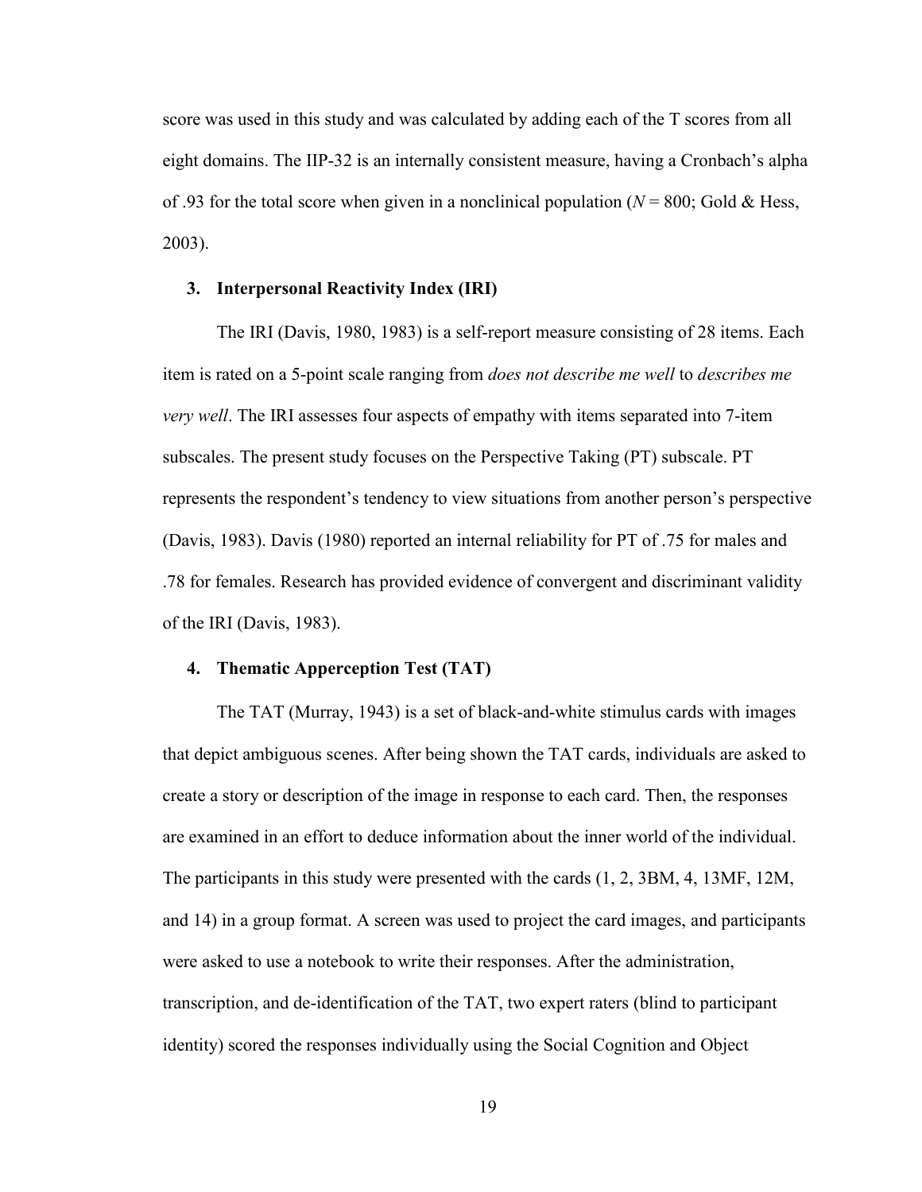score was used in this study and was calculated by adding each of the T scores from all eight domains. The IIP-32 is an internally consistent measure, having a Cronbach's alpha of .93 for the total score when given in a nonclinical population ($N$ = 800; Gold & Hess, 2003).

### 3. Interpersonal Reactivity Index (IRI)

The IRI (Davis, 1980, 1983) is a self-report measure consisting of 28 items. Each item is rated on a 5-point scale ranging from *does not describe me well* to *describes me very well*. The IRI assesses four aspects of empathy with items separated into 7-item subscales. The present study focuses on the Perspective Taking (PT) subscale. PT represents the respondent's tendency to view situations from another person's perspective (Davis, 1983). Davis (1980) reported an internal reliability for PT of .75 for males and .78 for females. Research has provided evidence of convergent and discriminant validity of the IRI (Davis, 1983).

### 4. Thematic Apperception Test (TAT)

The TAT (Murray, 1943) is a set of black-and-white stimulus cards with images that depict ambiguous scenes. After being shown the TAT cards, individuals are asked to create a story or description of the image in response to each card. Then, the responses are examined in an effort to deduce information about the inner world of the individual. The participants in this study were presented with the cards (1, 2, 3BM, 4, 13MF, 12M, and 14) in a group format. A screen was used to project the card images, and participants were asked to use a notebook to write their responses. After the administration, transcription, and de-identification of the TAT, two expert raters (blind to participant identity) scored the responses individually using the Social Cognition and Object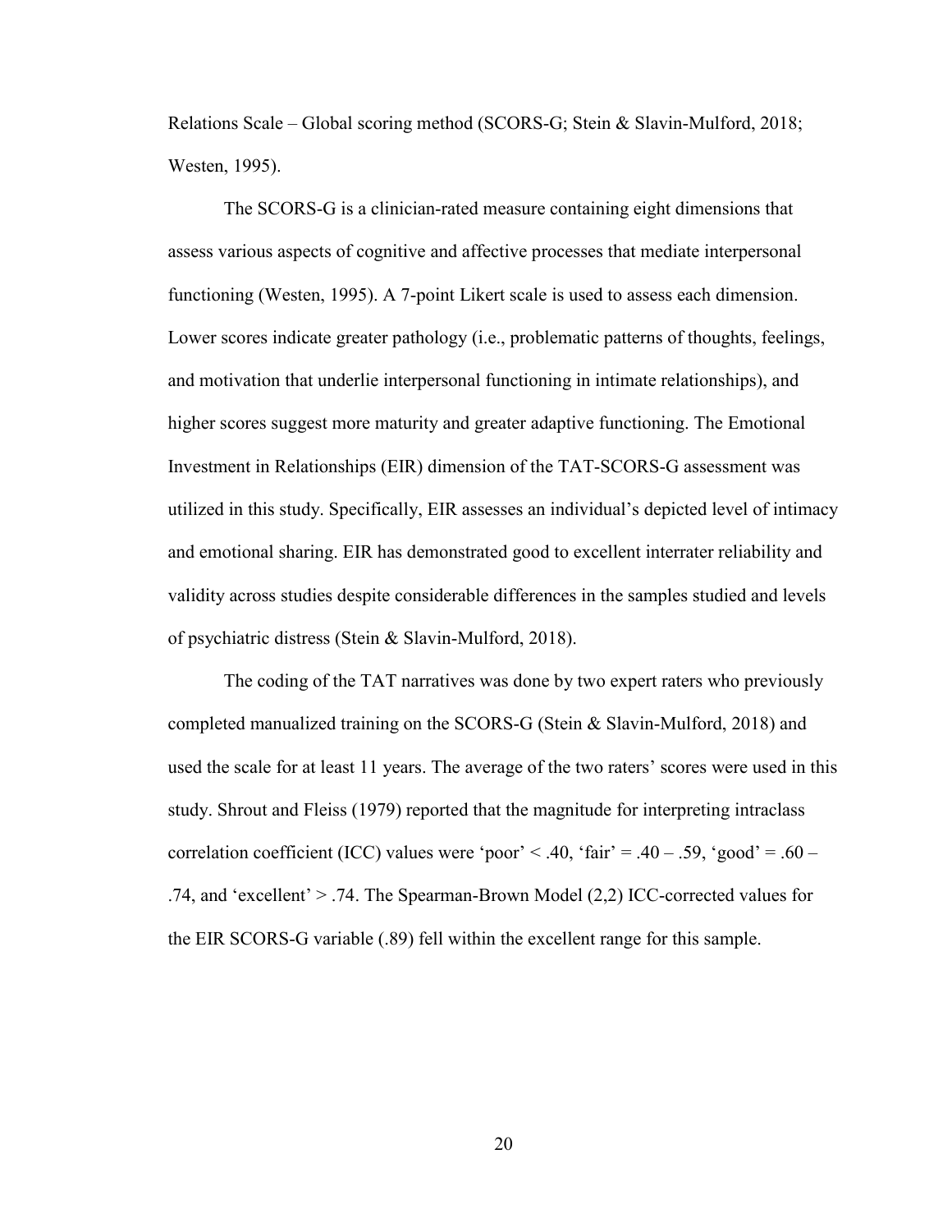Relations Scale – Global scoring method (SCORS-G; Stein & Slavin-Mulford, 2018; Westen, 1995).

The SCORS-G is a clinician-rated measure containing eight dimensions that assess various aspects of cognitive and affective processes that mediate interpersonal functioning (Westen, 1995). A 7-point Likert scale is used to assess each dimension. Lower scores indicate greater pathology (i.e., problematic patterns of thoughts, feelings, and motivation that underlie interpersonal functioning in intimate relationships), and higher scores suggest more maturity and greater adaptive functioning. The Emotional Investment in Relationships (EIR) dimension of the TAT-SCORS-G assessment was utilized in this study. Specifically, EIR assesses an individual's depicted level of intimacy and emotional sharing. EIR has demonstrated good to excellent interrater reliability and validity across studies despite considerable differences in the samples studied and levels of psychiatric distress (Stein & Slavin-Mulford, 2018).

The coding of the TAT narratives was done by two expert raters who previously completed manualized training on the SCORS-G (Stein & Slavin-Mulford, 2018) and used the scale for at least 11 years. The average of the two raters' scores were used in this study. Shrout and Fleiss (1979) reported that the magnitude for interpreting intraclass correlation coefficient (ICC) values were 'poor' < .40, 'fair' = .40 – .59, 'good' = .60 – .74, and 'excellent' > .74. The Spearman-Brown Model (2,2) ICC-corrected values for the EIR SCORS-G variable (.89) fell within the excellent range for this sample.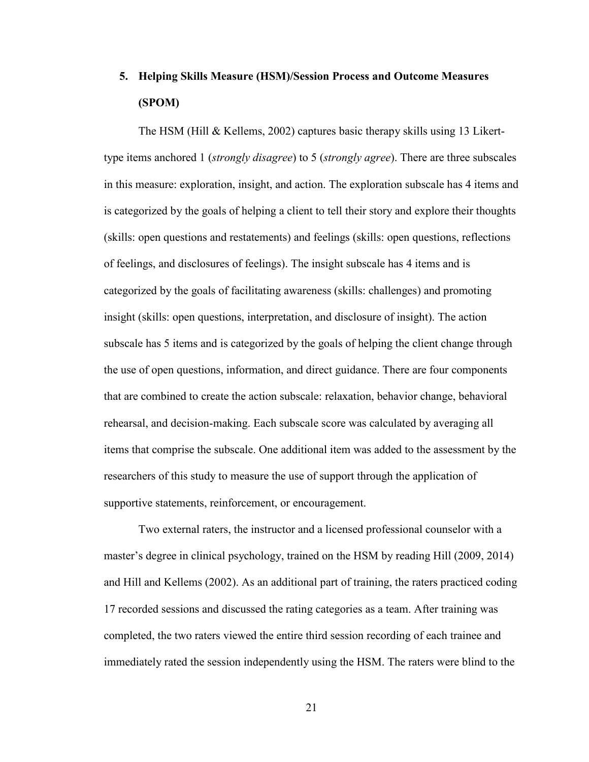## 5. Helping Skills Measure (HSM)/Session Process and Outcome Measures (SPOM)

The HSM (Hill & Kellems, 2002) captures basic therapy skills using 13 Likert-type items anchored 1 (*strongly disagree*) to 5 (*strongly agree*). There are three subscales in this measure: exploration, insight, and action. The exploration subscale has 4 items and is categorized by the goals of helping a client to tell their story and explore their thoughts (skills: open questions and restatements) and feelings (skills: open questions, reflections of feelings, and disclosures of feelings). The insight subscale has 4 items and is categorized by the goals of facilitating awareness (skills: challenges) and promoting insight (skills: open questions, interpretation, and disclosure of insight). The action subscale has 5 items and is categorized by the goals of helping the client change through the use of open questions, information, and direct guidance. There are four components that are combined to create the action subscale: relaxation, behavior change, behavioral rehearsal, and decision-making. Each subscale score was calculated by averaging all items that comprise the subscale. One additional item was added to the assessment by the researchers of this study to measure the use of support through the application of supportive statements, reinforcement, or encouragement.

Two external raters, the instructor and a licensed professional counselor with a master's degree in clinical psychology, trained on the HSM by reading Hill (2009, 2014) and Hill and Kellems (2002). As an additional part of training, the raters practiced coding 17 recorded sessions and discussed the rating categories as a team. After training was completed, the two raters viewed the entire third session recording of each trainee and immediately rated the session independently using the HSM. The raters were blind to the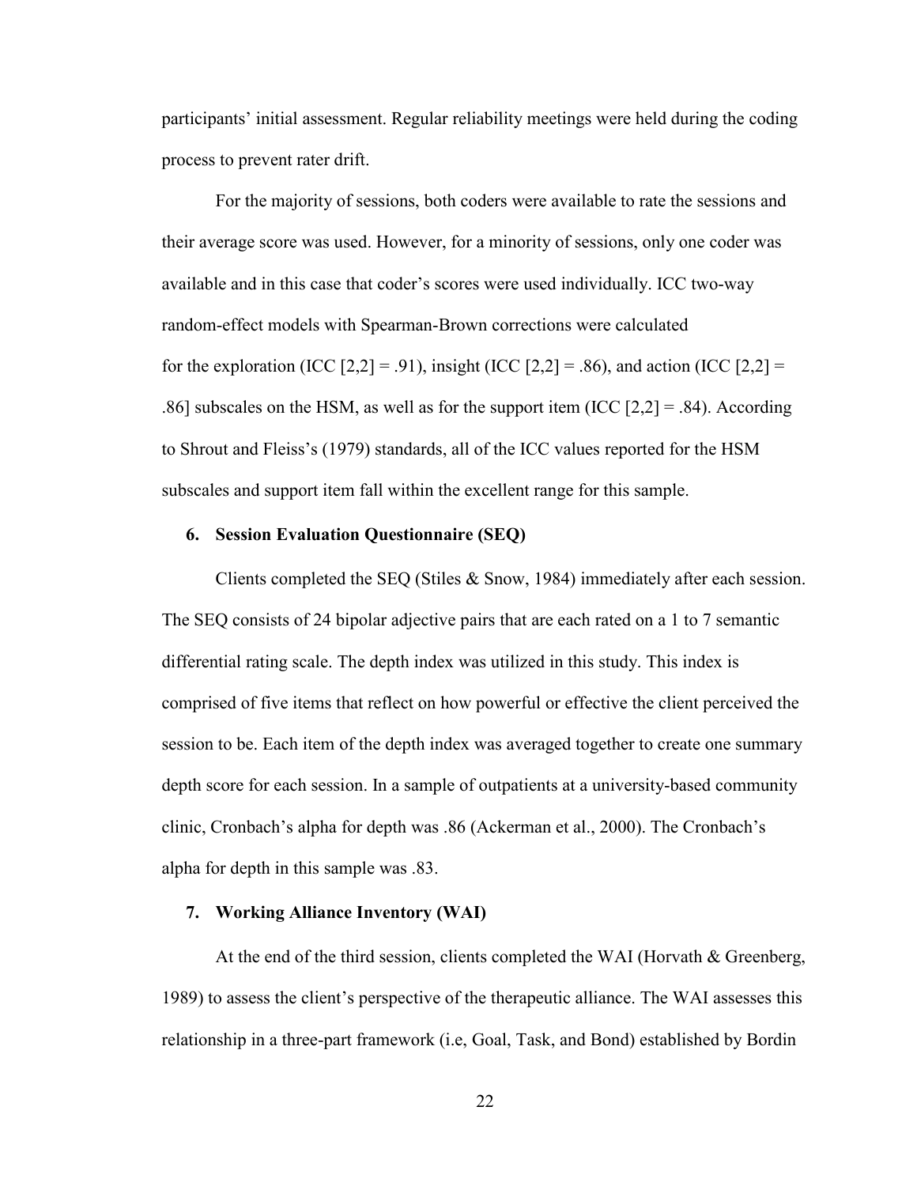participants' initial assessment. Regular reliability meetings were held during the coding process to prevent rater drift.

For the majority of sessions, both coders were available to rate the sessions and their average score was used. However, for a minority of sessions, only one coder was available and in this case that coder's scores were used individually. ICC two-way random-effect models with Spearman-Brown corrections were calculated for the exploration (ICC [2,2] = .91), insight (ICC [2,2] = .86), and action (ICC [2,2] = .86] subscales on the HSM, as well as for the support item (ICC [2,2] = .84). According to Shrout and Fleiss's (1979) standards, all of the ICC values reported for the HSM subscales and support item fall within the excellent range for this sample.

### 6. Session Evaluation Questionnaire (SEQ)

Clients completed the SEQ (Stiles & Snow, 1984) immediately after each session. The SEQ consists of 24 bipolar adjective pairs that are each rated on a 1 to 7 semantic differential rating scale. The depth index was utilized in this study. This index is comprised of five items that reflect on how powerful or effective the client perceived the session to be. Each item of the depth index was averaged together to create one summary depth score for each session. In a sample of outpatients at a university-based community clinic, Cronbach's alpha for depth was .86 (Ackerman et al., 2000). The Cronbach's alpha for depth in this sample was .83.

### 7. Working Alliance Inventory (WAI)

At the end of the third session, clients completed the WAI (Horvath & Greenberg, 1989) to assess the client's perspective of the therapeutic alliance. The WAI assesses this relationship in a three-part framework (i.e, Goal, Task, and Bond) established by Bordin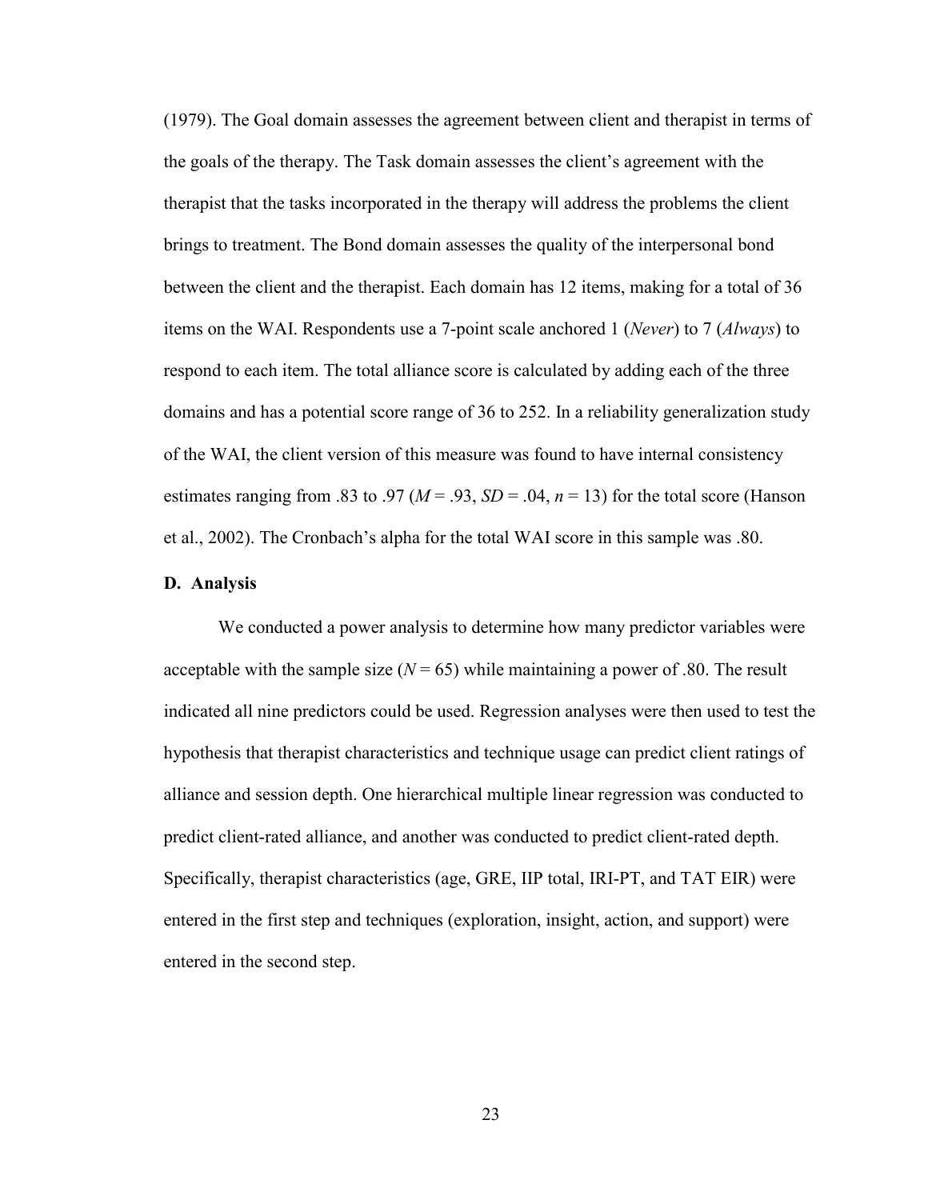(1979). The Goal domain assesses the agreement between client and therapist in terms of the goals of the therapy. The Task domain assesses the client's agreement with the therapist that the tasks incorporated in the therapy will address the problems the client brings to treatment. The Bond domain assesses the quality of the interpersonal bond between the client and the therapist. Each domain has 12 items, making for a total of 36 items on the WAI. Respondents use a 7-point scale anchored 1 (*Never*) to 7 (*Always*) to respond to each item. The total alliance score is calculated by adding each of the three domains and has a potential score range of 36 to 252. In a reliability generalization study of the WAI, the client version of this measure was found to have internal consistency estimates ranging from .83 to .97 ($M$ = .93, $SD$ = .04, $n$ = 13) for the total score (Hanson et al., 2002). The Cronbach's alpha for the total WAI score in this sample was .80.

### D. Analysis

We conducted a power analysis to determine how many predictor variables were acceptable with the sample size ($N$ = 65) while maintaining a power of .80. The result indicated all nine predictors could be used. Regression analyses were then used to test the hypothesis that therapist characteristics and technique usage can predict client ratings of alliance and session depth. One hierarchical multiple linear regression was conducted to predict client-rated alliance, and another was conducted to predict client-rated depth. Specifically, therapist characteristics (age, GRE, IIP total, IRI-PT, and TAT EIR) were entered in the first step and techniques (exploration, insight, action, and support) were entered in the second step.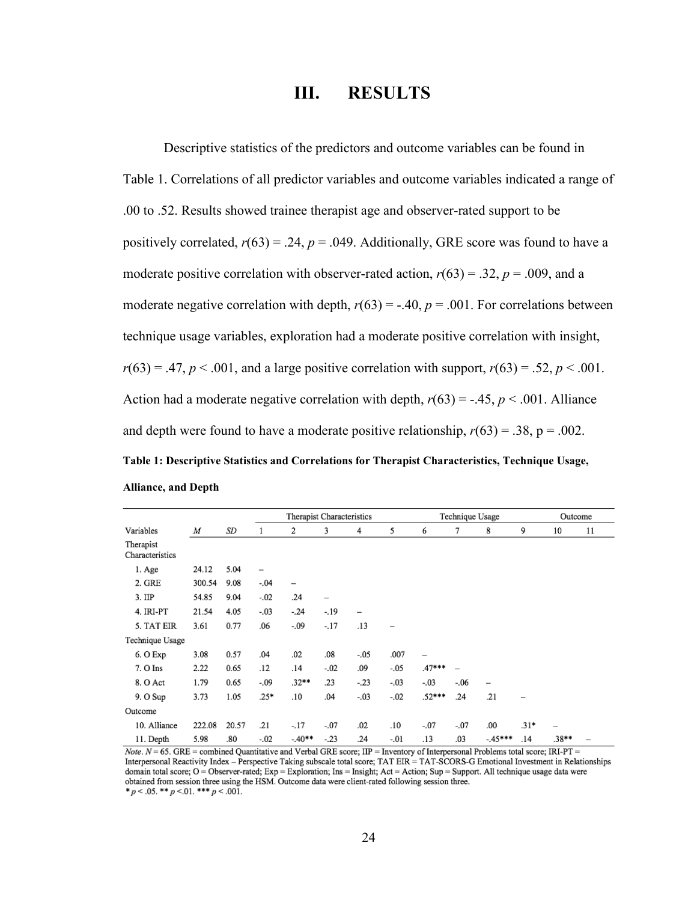# III. RESULTS

Descriptive statistics of the predictors and outcome variables can be found in Table 1. Correlations of all predictor variables and outcome variables indicated a range of .00 to .52. Results showed trainee therapist age and observer-rated support to be positively correlated, $r(63) = .24$, $p = .049$. Additionally, GRE score was found to have a moderate positive correlation with observer-rated action, $r(63) = .32$, $p = .009$, and a moderate negative correlation with depth, $r(63) = -.40$, $p = .001$. For correlations between technique usage variables, exploration had a moderate positive correlation with insight, $r(63) = .47$, $p < .001$, and a large positive correlation with support, $r(63) = .52$, $p < .001$. Action had a moderate negative correlation with depth, $r(63) = -.45$, $p < .001$. Alliance and depth were found to have a moderate positive relationship, $r(63) = .38$, p = .002.

**Table 1: Descriptive Statistics and Correlations for Therapist Characteristics, Technique Usage, Alliance, and Depth**

| | | | Therapist Characteristics | | | | | Technique Usage | | | | Outcome | |
|---|---|---|---|---|---|---|---|---|---|---|---|---|---|
| Variables | *M* | *SD* | 1 | 2 | 3 | 4 | 5 | 6 | 7 | 8 | 9 | 10 | 11 |
| Therapist Characteristics | | | | | | | | | | | | | |
| 1. Age | 24.12 | 5.04 | – | | | | | | | | | | |
| 2. GRE | 300.54 | 9.08 | -.04 | – | | | | | | | | | |
| 3. IIP | 54.85 | 9.04 | -.02 | .24 | – | | | | | | | | |
| 4. IRI-PT | 21.54 | 4.05 | -.03 | -.24 | -.19 | – | | | | | | | |
| 5. TAT EIR | 3.61 | 0.77 | .06 | -.09 | -.17 | .13 | – | | | | | | |
| Technique Usage | | | | | | | | | | | | | |
| 6. O Exp | 3.08 | 0.57 | .04 | .02 | .08 | -.05 | .007 | – | | | | | |
| 7. O Ins | 2.22 | 0.65 | .12 | .14 | -.02 | .09 | -.05 | .47*** | – | | | | |
| 8. O Act | 1.79 | 0.65 | -.09 | .32** | .23 | -.23 | -.03 | -.03 | -.06 | – | | | |
| 9. O Sup | 3.73 | 1.05 | .25* | .10 | .04 | -.03 | -.02 | .52*** | .24 | .21 | – | | |
| Outcome | | | | | | | | | | | | | |
| 10. Alliance | 222.08 | 20.57 | .21 | -.17 | -.07 | .02 | .10 | -.07 | -.07 | .00 | .31* | – | |
| 11. Depth | 5.98 | .80 | -.02 | -.40** | -.23 | .24 | -.01 | .13 | .03 | -.45*** | .14 | .38** | – |

*Note*. $N = 65$. GRE = combined Quantitative and Verbal GRE score; IIP = Inventory of Interpersonal Problems total score; IRI-PT = Interpersonal Reactivity Index – Perspective Taking subscale total score; TAT EIR = TAT-SCORS-G Emotional Investment in Relationships domain total score; O = Observer-rated; Exp = Exploration; Ins = Insight; Act = Action; Sup = Support. All technique usage data were obtained from session three using the HSM. Outcome data were client-rated following session three.
* $p < .05$. ** $p < .01$. *** $p < .001$.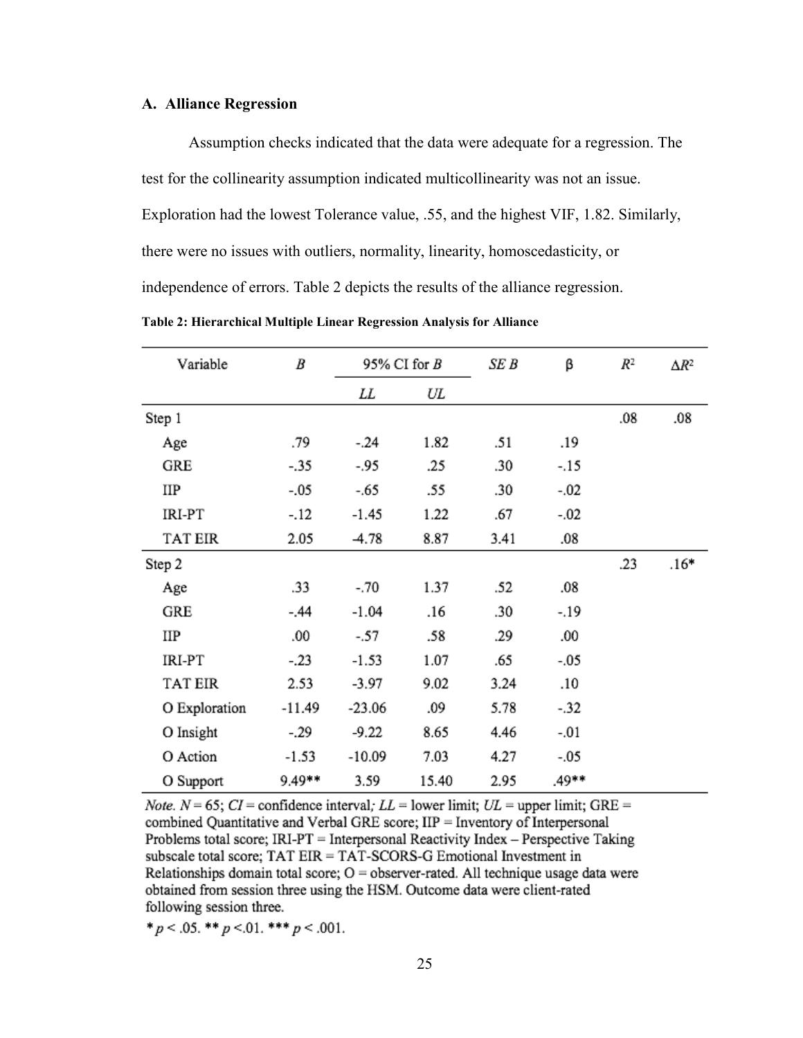### A. Alliance Regression

Assumption checks indicated that the data were adequate for a regression. The test for the collinearity assumption indicated multicollinearity was not an issue. Exploration had the lowest Tolerance value, .55, and the highest VIF, 1.82. Similarly, there were no issues with outliers, normality, linearity, homoscedasticity, or independence of errors. Table 2 depicts the results of the alliance regression.

**Table 2: Hierarchical Multiple Linear Regression Analysis for Alliance**

| Variable | *B* | 95% CI for *B* | | *SE B* | β | $R^2$ | $\Delta R^2$ |
|---|---|---|---|---|---|---|---|
| | | *LL* | *UL* | | | | |
| Step 1 | | | | | | .08 | .08 |
| Age | .79 | -.24 | 1.82 | .51 | .19 | | |
| GRE | -.35 | -.95 | .25 | .30 | -.15 | | |
| IIP | -.05 | -.65 | .55 | .30 | -.02 | | |
| IRI-PT | -.12 | -1.45 | 1.22 | .67 | -.02 | | |
| TAT EIR | 2.05 | -4.78 | 8.87 | 3.41 | .08 | | |
| Step 2 | | | | | | .23 | .16* |
| Age | .33 | -.70 | 1.37 | .52 | .08 | | |
| GRE | -.44 | -1.04 | .16 | .30 | -.19 | | |
| IIP | .00 | -.57 | .58 | .29 | .00 | | |
| IRI-PT | -.23 | -1.53 | 1.07 | .65 | -.05 | | |
| TAT EIR | 2.53 | -3.97 | 9.02 | 3.24 | .10 | | |
| O Exploration | -11.49 | -23.06 | .09 | 5.78 | -.32 | | |
| O Insight | -.29 | -9.22 | 8.65 | 4.46 | -.01 | | |
| O Action | -1.53 | -10.09 | 7.03 | 4.27 | -.05 | | |
| O Support | 9.49** | 3.59 | 15.40 | 2.95 | .49** | | |

*Note.* $N = 65$; *CI* = confidence interval; *LL* = lower limit; *UL* = upper limit; GRE = combined Quantitative and Verbal GRE score; IIP = Inventory of Interpersonal Problems total score; IRI-PT = Interpersonal Reactivity Index – Perspective Taking subscale total score; TAT EIR = TAT-SCORS-G Emotional Investment in Relationships domain total score; O = observer-rated. All technique usage data were obtained from session three using the HSM. Outcome data were client-rated following session three.

* $p < .05$. ** $p < .01$. *** $p < .001$.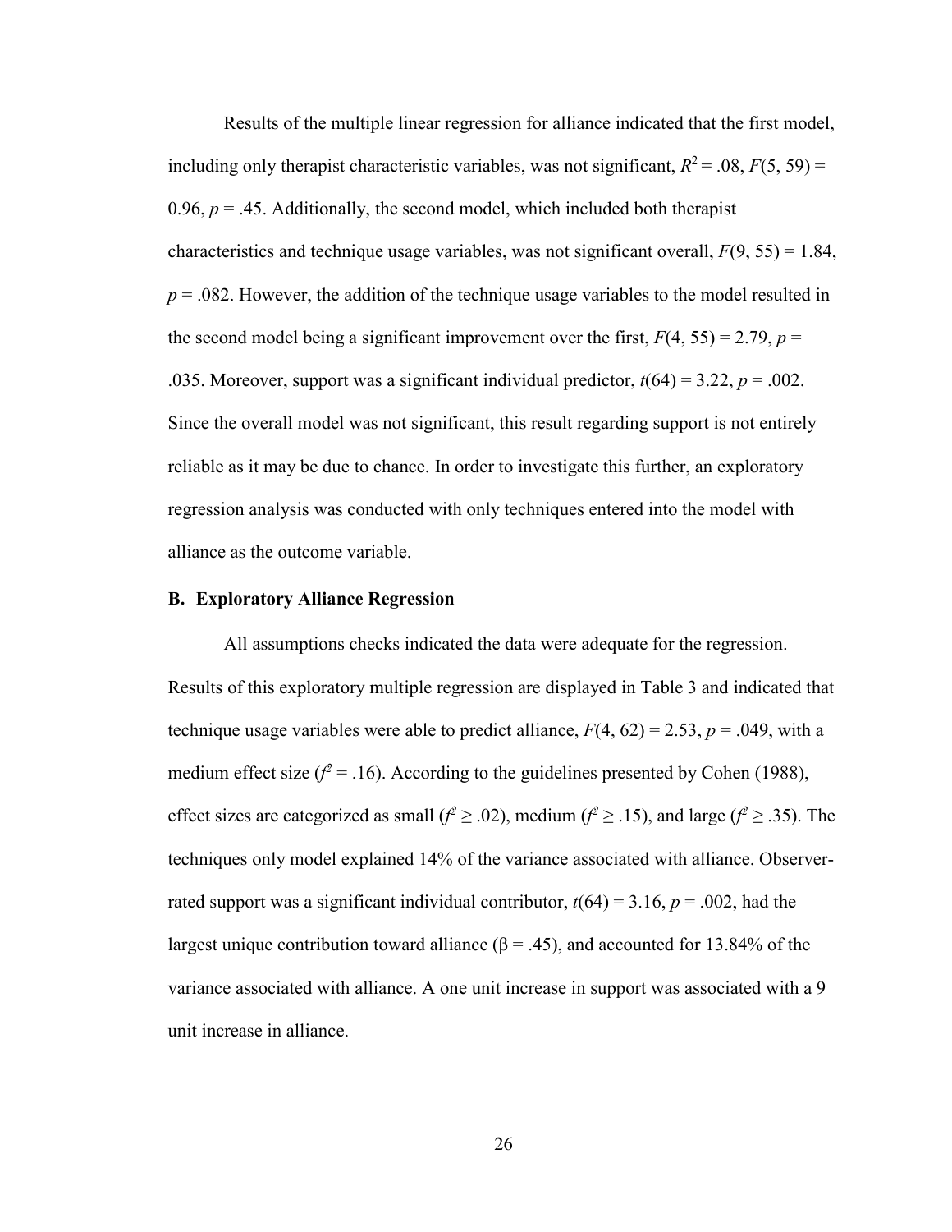Results of the multiple linear regression for alliance indicated that the first model, including only therapist characteristic variables, was not significant, $R^2 = .08$, $F(5, 59) = 0.96$, $p = .45$. Additionally, the second model, which included both therapist characteristics and technique usage variables, was not significant overall, $F(9, 55) = 1.84$, $p = .082$. However, the addition of the technique usage variables to the model resulted in the second model being a significant improvement over the first, $F(4, 55) = 2.79$, $p = .035$. Moreover, support was a significant individual predictor, $t(64) = 3.22$, $p = .002$. Since the overall model was not significant, this result regarding support is not entirely reliable as it may be due to chance. In order to investigate this further, an exploratory regression analysis was conducted with only techniques entered into the model with alliance as the outcome variable.

### B. Exploratory Alliance Regression

All assumptions checks indicated the data were adequate for the regression. Results of this exploratory multiple regression are displayed in Table 3 and indicated that technique usage variables were able to predict alliance, $F(4, 62) = 2.53$, $p = .049$, with a medium effect size ($f^2 = .16$). According to the guidelines presented by Cohen (1988), effect sizes are categorized as small ($f^2 \geq .02$), medium ($f^2 \geq .15$), and large ($f^2 \geq .35$). The techniques only model explained 14% of the variance associated with alliance. Observer-rated support was a significant individual contributor, $t(64) = 3.16$, $p = .002$, had the largest unique contribution toward alliance ($\beta = .45$), and accounted for 13.84% of the variance associated with alliance. A one unit increase in support was associated with a 9 unit increase in alliance.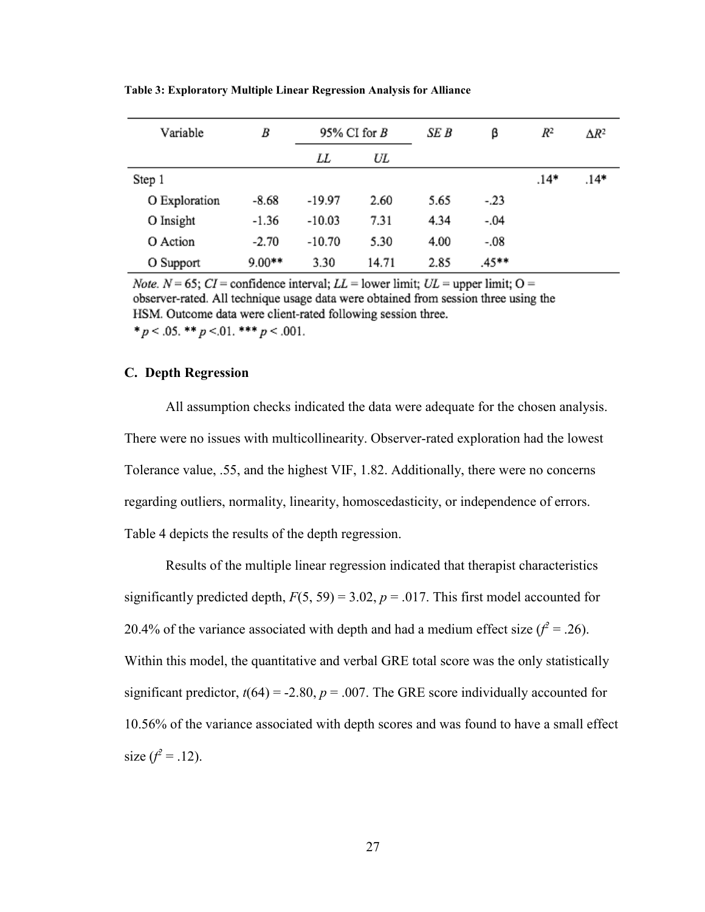**Table 3: Exploratory Multiple Linear Regression Analysis for Alliance**

| Variable | *B* | 95% CI for *B* | | *SE B* | β | $R^2$ | $\Delta R^2$ |
|---|---|---|---|---|---|---|---|
| | | *LL* | *UL* | | | | |
| Step 1 | | | | | | .14* | .14* |
| O Exploration | -8.68 | -19.97 | 2.60 | 5.65 | -.23 | | |
| O Insight | -1.36 | -10.03 | 7.31 | 4.34 | -.04 | | |
| O Action | -2.70 | -10.70 | 5.30 | 4.00 | -.08 | | |
| O Support | 9.00** | 3.30 | 14.71 | 2.85 | .45** | | |

*Note.* $N = 65$; *CI* = confidence interval; *LL* = lower limit; *UL* = upper limit; O = observer-rated. All technique usage data were obtained from session three using the HSM. Outcome data were client-rated following session three.
* $p < .05$. ** $p < .01$. *** $p < .001$.

### C. Depth Regression

All assumption checks indicated the data were adequate for the chosen analysis. There were no issues with multicollinearity. Observer-rated exploration had the lowest Tolerance value, .55, and the highest VIF, 1.82. Additionally, there were no concerns regarding outliers, normality, linearity, homoscedasticity, or independence of errors. Table 4 depicts the results of the depth regression.

Results of the multiple linear regression indicated that therapist characteristics significantly predicted depth, $F(5, 59) = 3.02$, $p = .017$. This first model accounted for 20.4% of the variance associated with depth and had a medium effect size ($f^2 = .26$). Within this model, the quantitative and verbal GRE total score was the only statistically significant predictor, $t(64) = -2.80$, $p = .007$. The GRE score individually accounted for 10.56% of the variance associated with depth scores and was found to have a small effect size ($f^2 = .12$).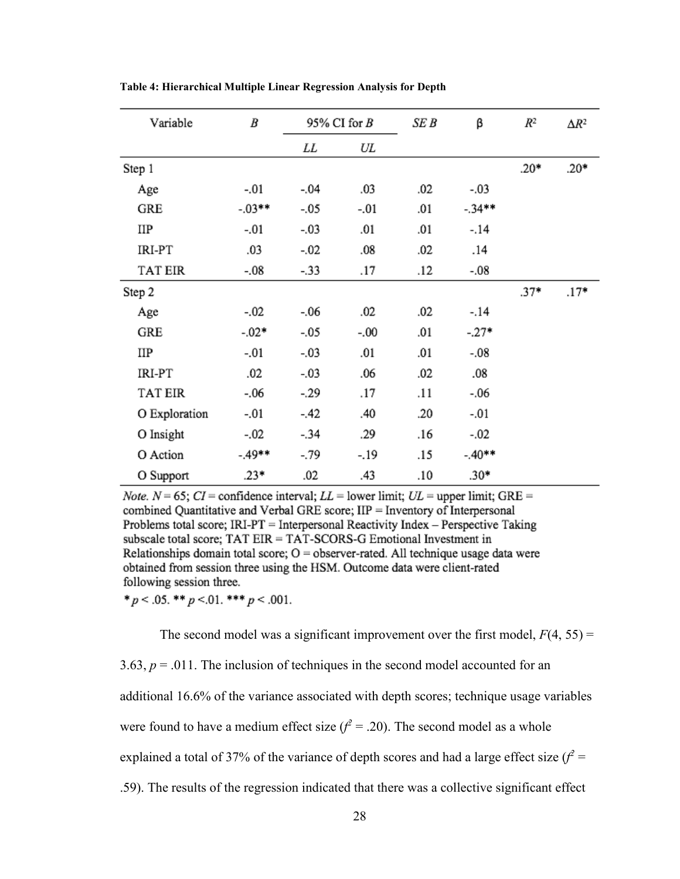**Table 4: Hierarchical Multiple Linear Regression Analysis for Depth**

| Variable | *B* | 95% CI for *B* | | *SE B* | β | $R^2$ | $\Delta R^2$ |
|---|---|---|---|---|---|---|---|
| | | *LL* | *UL* | | | | |
| Step 1 | | | | | | .20* | .20* |
| Age | -.01 | -.04 | .03 | .02 | -.03 | | |
| GRE | -.03** | -.05 | -.01 | .01 | -.34** | | |
| IIP | -.01 | -.03 | .01 | .01 | -.14 | | |
| IRI-PT | .03 | -.02 | .08 | .02 | .14 | | |
| TAT EIR | -.08 | -.33 | .17 | .12 | -.08 | | |
| Step 2 | | | | | | .37* | .17* |
| Age | -.02 | -.06 | .02 | .02 | -.14 | | |
| GRE | -.02* | -.05 | -.00 | .01 | -.27* | | |
| IIP | -.01 | -.03 | .01 | .01 | -.08 | | |
| IRI-PT | .02 | -.03 | .06 | .02 | .08 | | |
| TAT EIR | -.06 | -.29 | .17 | .11 | -.06 | | |
| O Exploration | -.01 | -.42 | .40 | .20 | -.01 | | |
| O Insight | -.02 | -.34 | .29 | .16 | -.02 | | |
| O Action | -.49** | -.79 | -.19 | .15 | -.40** | | |
| O Support | .23* | .02 | .43 | .10 | .30* | | |

*Note.* $N = 65$; *CI* = confidence interval; *LL* = lower limit; *UL* = upper limit; GRE = combined Quantitative and Verbal GRE score; IIP = Inventory of Interpersonal Problems total score; IRI-PT = Interpersonal Reactivity Index – Perspective Taking subscale total score; TAT EIR = TAT-SCORS-G Emotional Investment in Relationships domain total score; O = observer-rated. All technique usage data were obtained from session three using the HSM. Outcome data were client-rated following session three.

* $p < .05$. ** $p < .01$. *** $p < .001$.

The second model was a significant improvement over the first model, $F(4, 55) = 3.63$, $p = .011$. The inclusion of techniques in the second model accounted for an additional 16.6% of the variance associated with depth scores; technique usage variables were found to have a medium effect size ($f^2 = .20$). The second model as a whole explained a total of 37% of the variance of depth scores and had a large effect size ($f^2 = .59$). The results of the regression indicated that there was a collective significant effect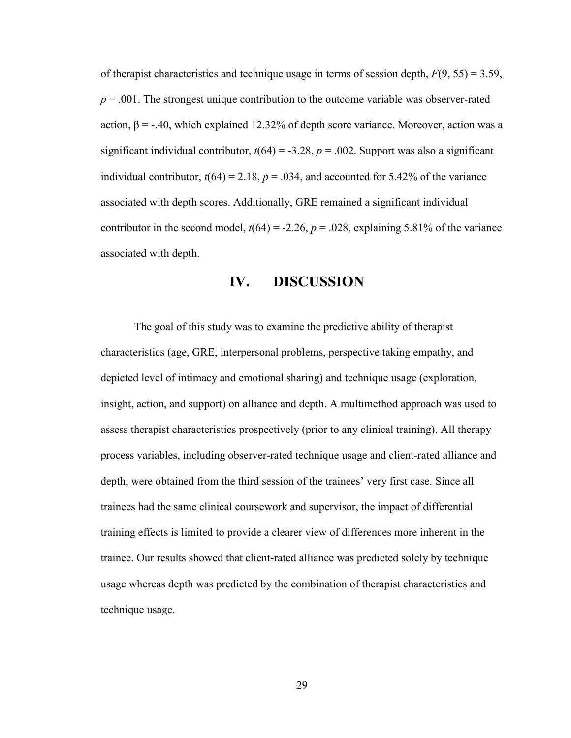of therapist characteristics and technique usage in terms of session depth, $F(9, 55) = 3.59$, $p = .001$. The strongest unique contribution to the outcome variable was observer-rated action, $\beta = -.40$, which explained 12.32% of depth score variance. Moreover, action was a significant individual contributor, $t(64) = -3.28$, $p = .002$. Support was also a significant individual contributor, $t(64) = 2.18$, $p = .034$, and accounted for 5.42% of the variance associated with depth scores. Additionally, GRE remained a significant individual contributor in the second model, $t(64) = -2.26$, $p = .028$, explaining 5.81% of the variance associated with depth.

# IV. DISCUSSION

The goal of this study was to examine the predictive ability of therapist characteristics (age, GRE, interpersonal problems, perspective taking empathy, and depicted level of intimacy and emotional sharing) and technique usage (exploration, insight, action, and support) on alliance and depth. A multimethod approach was used to assess therapist characteristics prospectively (prior to any clinical training). All therapy process variables, including observer-rated technique usage and client-rated alliance and depth, were obtained from the third session of the trainees' very first case. Since all trainees had the same clinical coursework and supervisor, the impact of differential training effects is limited to provide a clearer view of differences more inherent in the trainee. Our results showed that client-rated alliance was predicted solely by technique usage whereas depth was predicted by the combination of therapist characteristics and technique usage.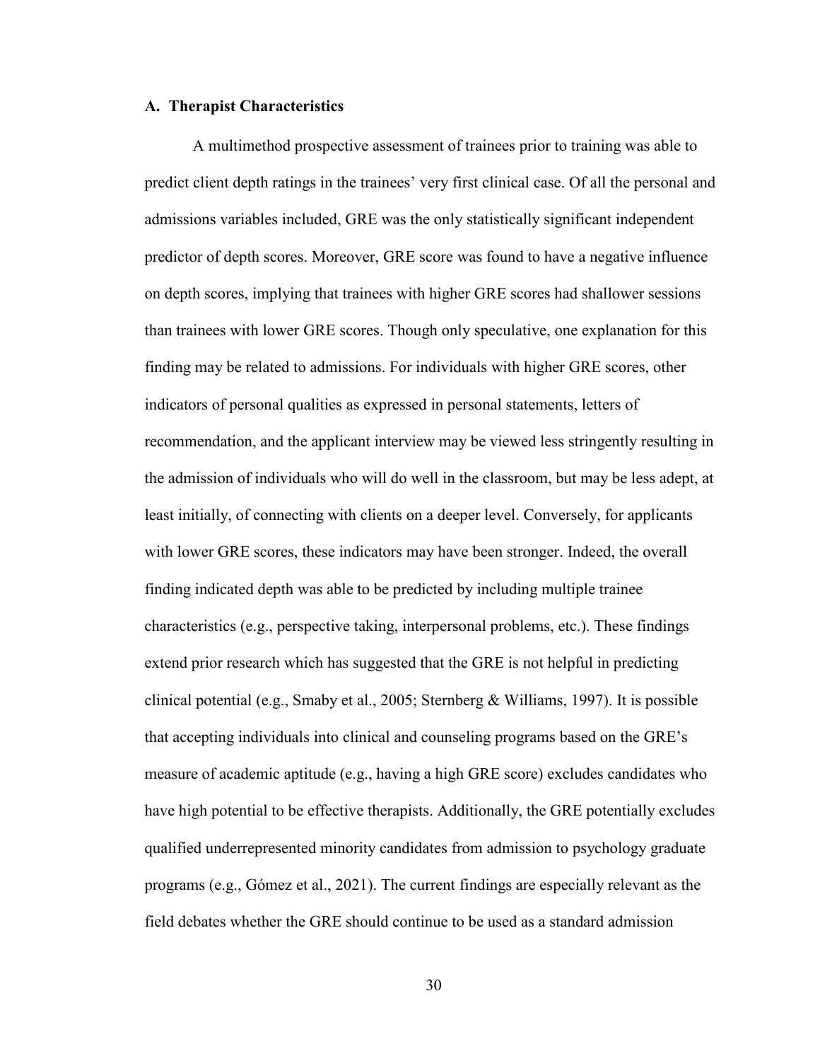### A. Therapist Characteristics

A multimethod prospective assessment of trainees prior to training was able to predict client depth ratings in the trainees' very first clinical case. Of all the personal and admissions variables included, GRE was the only statistically significant independent predictor of depth scores. Moreover, GRE score was found to have a negative influence on depth scores, implying that trainees with higher GRE scores had shallower sessions than trainees with lower GRE scores. Though only speculative, one explanation for this finding may be related to admissions. For individuals with higher GRE scores, other indicators of personal qualities as expressed in personal statements, letters of recommendation, and the applicant interview may be viewed less stringently resulting in the admission of individuals who will do well in the classroom, but may be less adept, at least initially, of connecting with clients on a deeper level. Conversely, for applicants with lower GRE scores, these indicators may have been stronger. Indeed, the overall finding indicated depth was able to be predicted by including multiple trainee characteristics (e.g., perspective taking, interpersonal problems, etc.). These findings extend prior research which has suggested that the GRE is not helpful in predicting clinical potential (e.g., Smaby et al., 2005; Sternberg & Williams, 1997). It is possible that accepting individuals into clinical and counseling programs based on the GRE's measure of academic aptitude (e.g., having a high GRE score) excludes candidates who have high potential to be effective therapists. Additionally, the GRE potentially excludes qualified underrepresented minority candidates from admission to psychology graduate programs (e.g., Gómez et al., 2021). The current findings are especially relevant as the field debates whether the GRE should continue to be used as a standard admission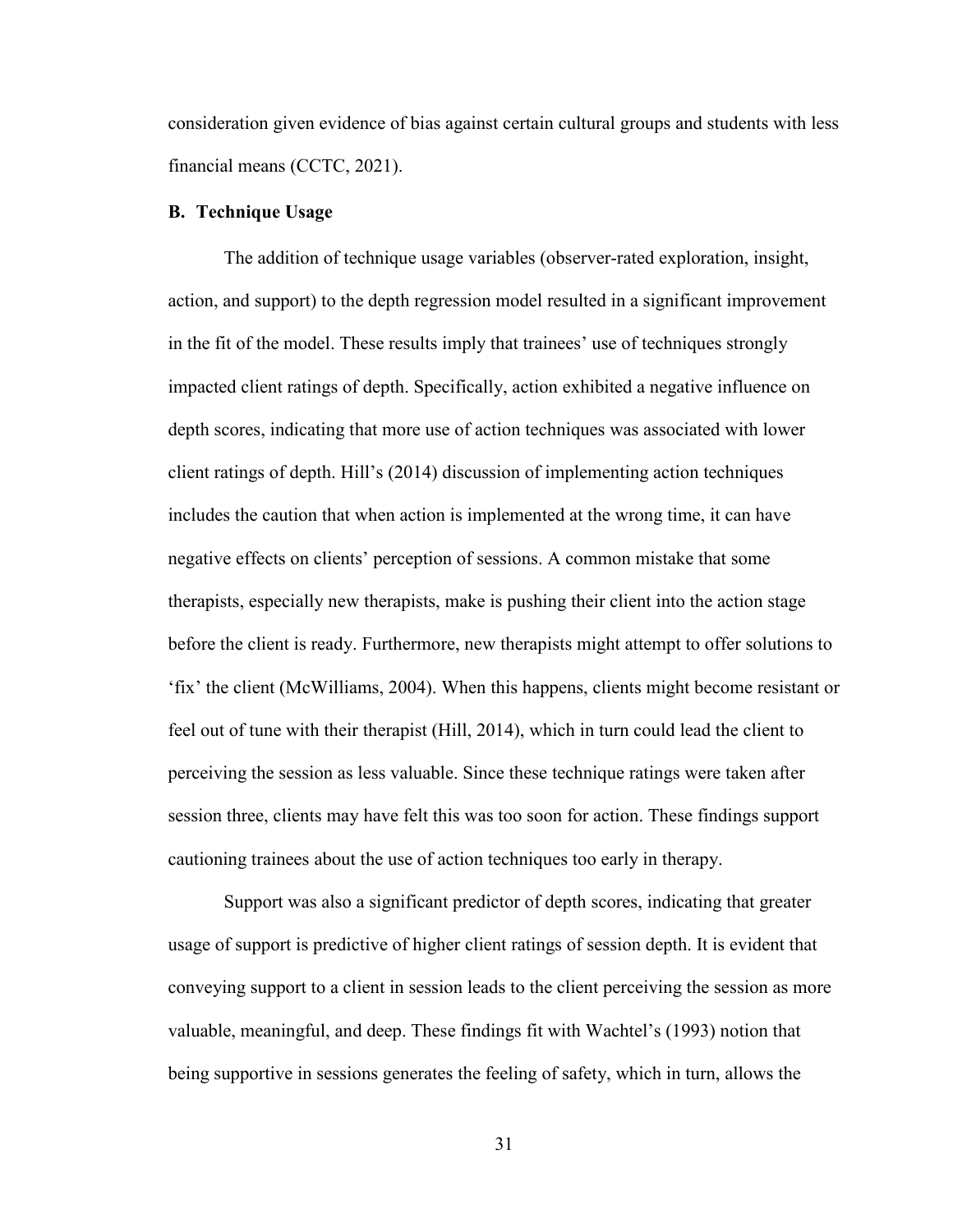consideration given evidence of bias against certain cultural groups and students with less financial means (CCTC, 2021).

### B. Technique Usage

The addition of technique usage variables (observer-rated exploration, insight, action, and support) to the depth regression model resulted in a significant improvement in the fit of the model. These results imply that trainees' use of techniques strongly impacted client ratings of depth. Specifically, action exhibited a negative influence on depth scores, indicating that more use of action techniques was associated with lower client ratings of depth. Hill's (2014) discussion of implementing action techniques includes the caution that when action is implemented at the wrong time, it can have negative effects on clients' perception of sessions. A common mistake that some therapists, especially new therapists, make is pushing their client into the action stage before the client is ready. Furthermore, new therapists might attempt to offer solutions to 'fix' the client (McWilliams, 2004). When this happens, clients might become resistant or feel out of tune with their therapist (Hill, 2014), which in turn could lead the client to perceiving the session as less valuable. Since these technique ratings were taken after session three, clients may have felt this was too soon for action. These findings support cautioning trainees about the use of action techniques too early in therapy.

Support was also a significant predictor of depth scores, indicating that greater usage of support is predictive of higher client ratings of session depth. It is evident that conveying support to a client in session leads to the client perceiving the session as more valuable, meaningful, and deep. These findings fit with Wachtel's (1993) notion that being supportive in sessions generates the feeling of safety, which in turn, allows the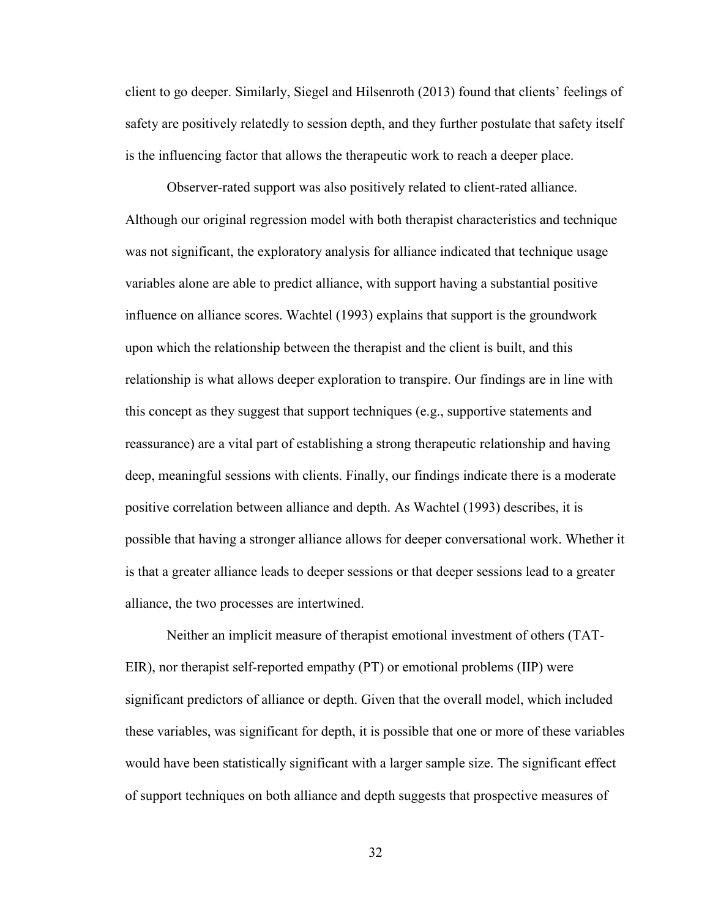client to go deeper. Similarly, Siegel and Hilsenroth (2013) found that clients' feelings of safety are positively relatedly to session depth, and they further postulate that safety itself is the influencing factor that allows the therapeutic work to reach a deeper place.

Observer-rated support was also positively related to client-rated alliance. Although our original regression model with both therapist characteristics and technique was not significant, the exploratory analysis for alliance indicated that technique usage variables alone are able to predict alliance, with support having a substantial positive influence on alliance scores. Wachtel (1993) explains that support is the groundwork upon which the relationship between the therapist and the client is built, and this relationship is what allows deeper exploration to transpire. Our findings are in line with this concept as they suggest that support techniques (e.g., supportive statements and reassurance) are a vital part of establishing a strong therapeutic relationship and having deep, meaningful sessions with clients. Finally, our findings indicate there is a moderate positive correlation between alliance and depth. As Wachtel (1993) describes, it is possible that having a stronger alliance allows for deeper conversational work. Whether it is that a greater alliance leads to deeper sessions or that deeper sessions lead to a greater alliance, the two processes are intertwined.

Neither an implicit measure of therapist emotional investment of others (TAT-EIR), nor therapist self-reported empathy (PT) or emotional problems (IIP) were significant predictors of alliance or depth. Given that the overall model, which included these variables, was significant for depth, it is possible that one or more of these variables would have been statistically significant with a larger sample size. The significant effect of support techniques on both alliance and depth suggests that prospective measures of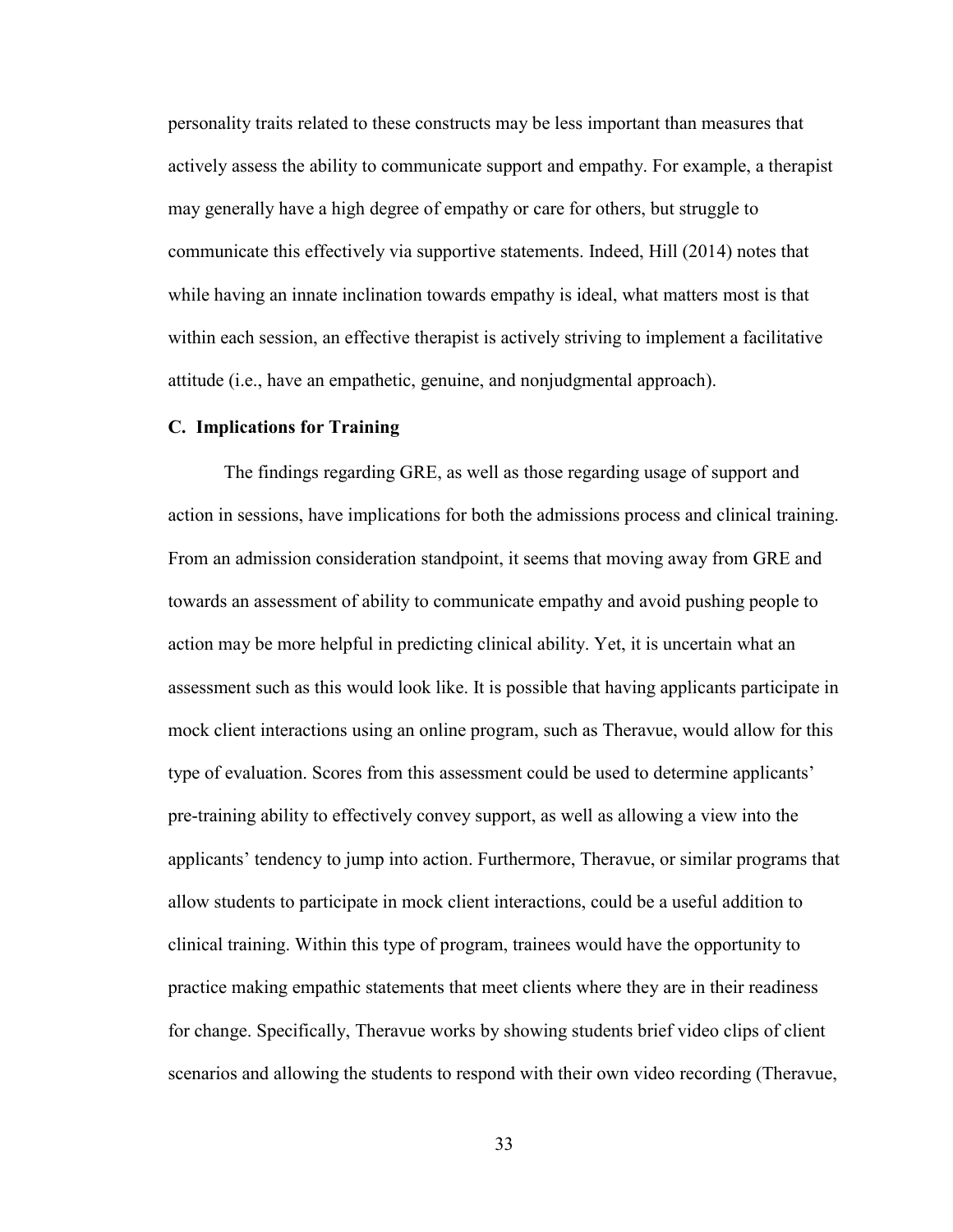personality traits related to these constructs may be less important than measures that actively assess the ability to communicate support and empathy. For example, a therapist may generally have a high degree of empathy or care for others, but struggle to communicate this effectively via supportive statements. Indeed, Hill (2014) notes that while having an innate inclination towards empathy is ideal, what matters most is that within each session, an effective therapist is actively striving to implement a facilitative attitude (i.e., have an empathetic, genuine, and nonjudgmental approach).

### C. Implications for Training

The findings regarding GRE, as well as those regarding usage of support and action in sessions, have implications for both the admissions process and clinical training. From an admission consideration standpoint, it seems that moving away from GRE and towards an assessment of ability to communicate empathy and avoid pushing people to action may be more helpful in predicting clinical ability. Yet, it is uncertain what an assessment such as this would look like. It is possible that having applicants participate in mock client interactions using an online program, such as Theravue, would allow for this type of evaluation. Scores from this assessment could be used to determine applicants' pre-training ability to effectively convey support, as well as allowing a view into the applicants' tendency to jump into action. Furthermore, Theravue, or similar programs that allow students to participate in mock client interactions, could be a useful addition to clinical training. Within this type of program, trainees would have the opportunity to practice making empathic statements that meet clients where they are in their readiness for change. Specifically, Theravue works by showing students brief video clips of client scenarios and allowing the students to respond with their own video recording (Theravue,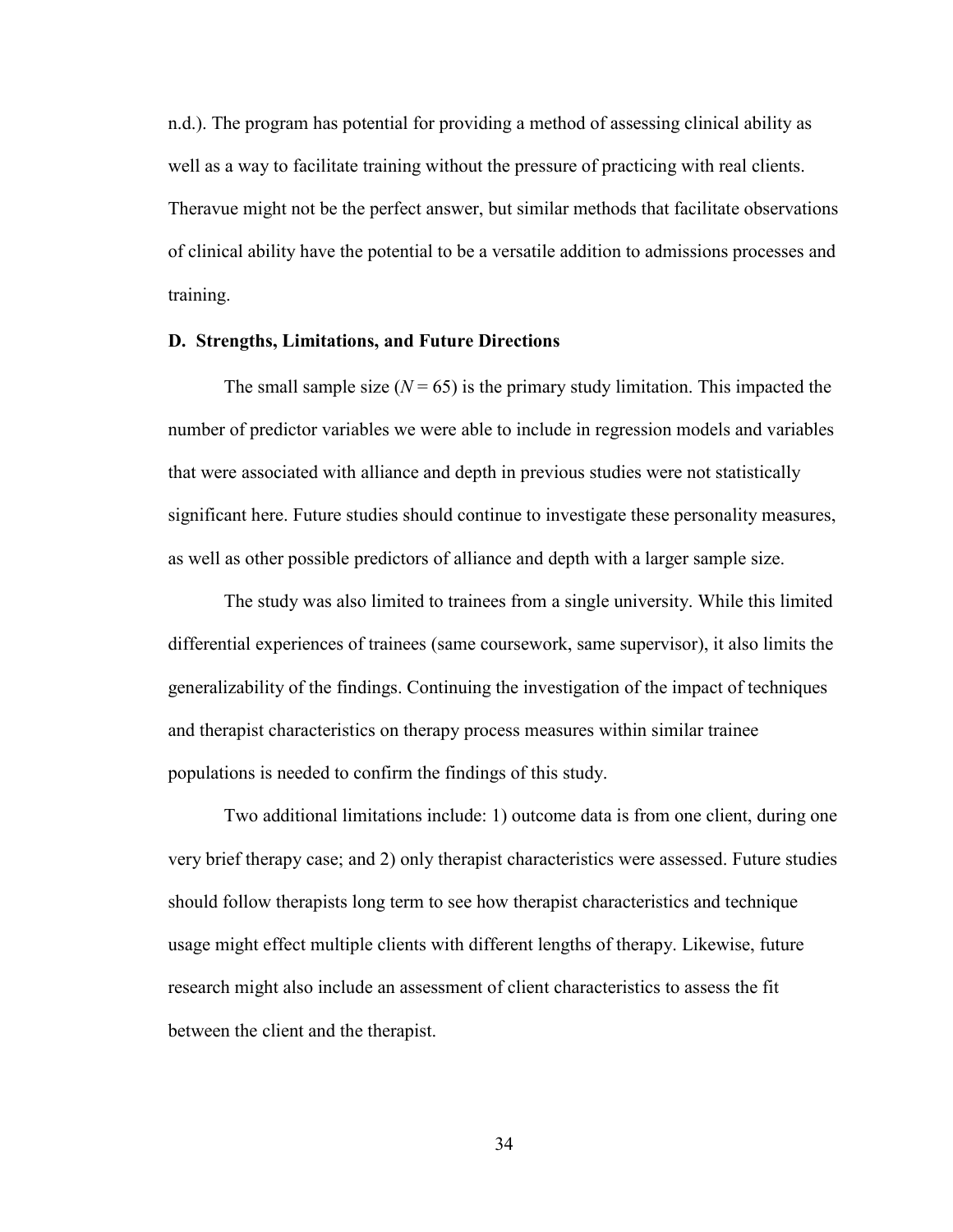n.d.). The program has potential for providing a method of assessing clinical ability as well as a way to facilitate training without the pressure of practicing with real clients. Theravue might not be the perfect answer, but similar methods that facilitate observations of clinical ability have the potential to be a versatile addition to admissions processes and training.

### D. Strengths, Limitations, and Future Directions

The small sample size ($N = 65$) is the primary study limitation. This impacted the number of predictor variables we were able to include in regression models and variables that were associated with alliance and depth in previous studies were not statistically significant here. Future studies should continue to investigate these personality measures, as well as other possible predictors of alliance and depth with a larger sample size.

The study was also limited to trainees from a single university. While this limited differential experiences of trainees (same coursework, same supervisor), it also limits the generalizability of the findings. Continuing the investigation of the impact of techniques and therapist characteristics on therapy process measures within similar trainee populations is needed to confirm the findings of this study.

Two additional limitations include: 1) outcome data is from one client, during one very brief therapy case; and 2) only therapist characteristics were assessed. Future studies should follow therapists long term to see how therapist characteristics and technique usage might effect multiple clients with different lengths of therapy. Likewise, future research might also include an assessment of client characteristics to assess the fit between the client and the therapist.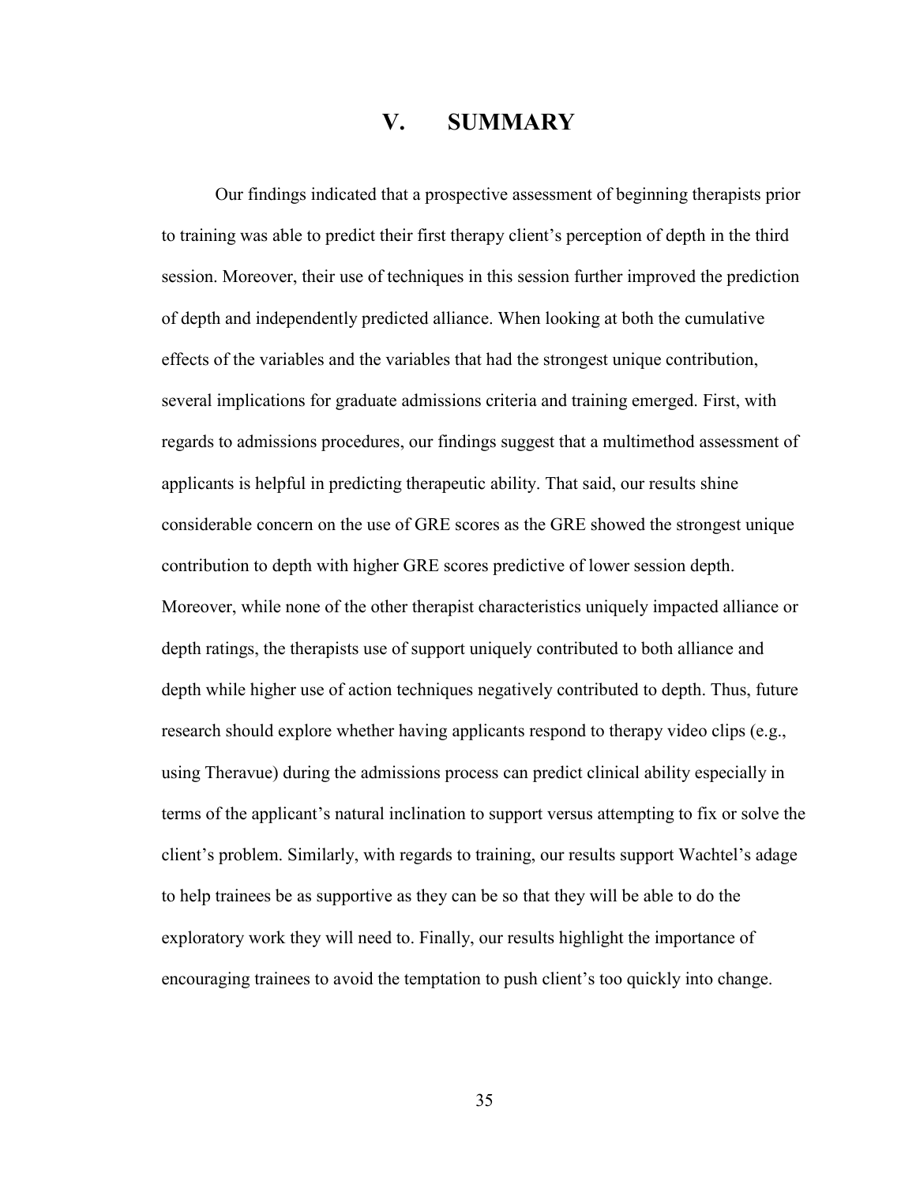# V. SUMMARY

Our findings indicated that a prospective assessment of beginning therapists prior to training was able to predict their first therapy client's perception of depth in the third session. Moreover, their use of techniques in this session further improved the prediction of depth and independently predicted alliance. When looking at both the cumulative effects of the variables and the variables that had the strongest unique contribution, several implications for graduate admissions criteria and training emerged. First, with regards to admissions procedures, our findings suggest that a multimethod assessment of applicants is helpful in predicting therapeutic ability. That said, our results shine considerable concern on the use of GRE scores as the GRE showed the strongest unique contribution to depth with higher GRE scores predictive of lower session depth. Moreover, while none of the other therapist characteristics uniquely impacted alliance or depth ratings, the therapists use of support uniquely contributed to both alliance and depth while higher use of action techniques negatively contributed to depth. Thus, future research should explore whether having applicants respond to therapy video clips (e.g., using Theravue) during the admissions process can predict clinical ability especially in terms of the applicant's natural inclination to support versus attempting to fix or solve the client's problem. Similarly, with regards to training, our results support Wachtel's adage to help trainees be as supportive as they can be so that they will be able to do the exploratory work they will need to. Finally, our results highlight the importance of encouraging trainees to avoid the temptation to push client's too quickly into change.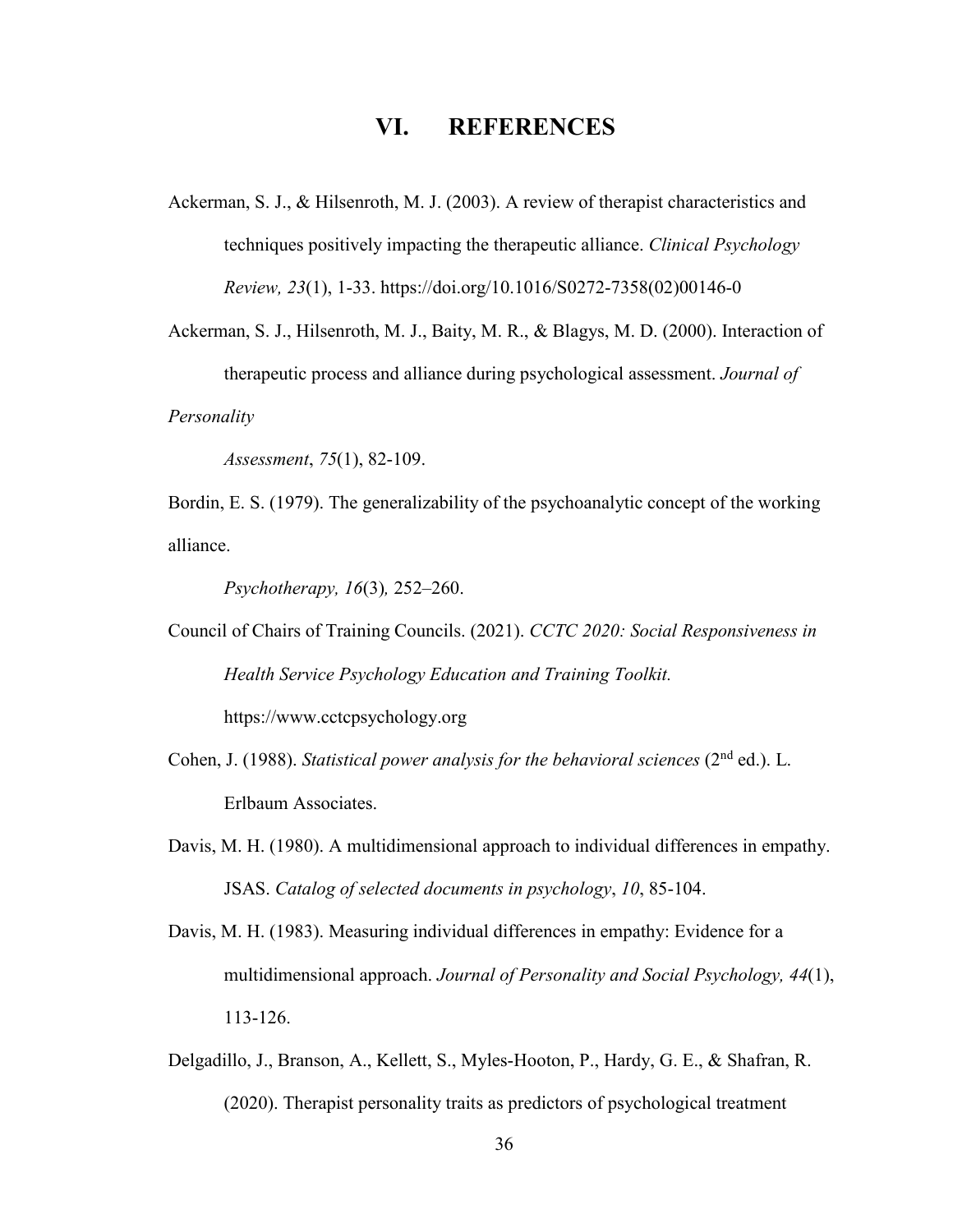# VI. REFERENCES

Ackerman, S. J., & Hilsenroth, M. J. (2003). A review of therapist characteristics and techniques positively impacting the therapeutic alliance. *Clinical Psychology Review, 23*(1), 1-33. https://doi.org/10.1016/S0272-7358(02)00146-0

Ackerman, S. J., Hilsenroth, M. J., Baity, M. R., & Blagys, M. D. (2000). Interaction of therapeutic process and alliance during psychological assessment. *Journal of Personality Assessment*, *75*(1), 82-109.

Bordin, E. S. (1979). The generalizability of the psychoanalytic concept of the working alliance. *Psychotherapy, 16*(3)*,* 252–260.

Council of Chairs of Training Councils. (2021). *CCTC 2020: Social Responsiveness in Health Service Psychology Education and Training Toolkit.* https://www.cctcpsychology.org

Cohen, J. (1988). *Statistical power analysis for the behavioral sciences* (2nd ed.). L. Erlbaum Associates.

Davis, M. H. (1980). A multidimensional approach to individual differences in empathy. JSAS. *Catalog of selected documents in psychology*, *10*, 85-104.

Davis, M. H. (1983). Measuring individual differences in empathy: Evidence for a multidimensional approach. *Journal of Personality and Social Psychology, 44*(1), 113-126.

Delgadillo, J., Branson, A., Kellett, S., Myles-Hooton, P., Hardy, G. E., & Shafran, R. (2020). Therapist personality traits as predictors of psychological treatment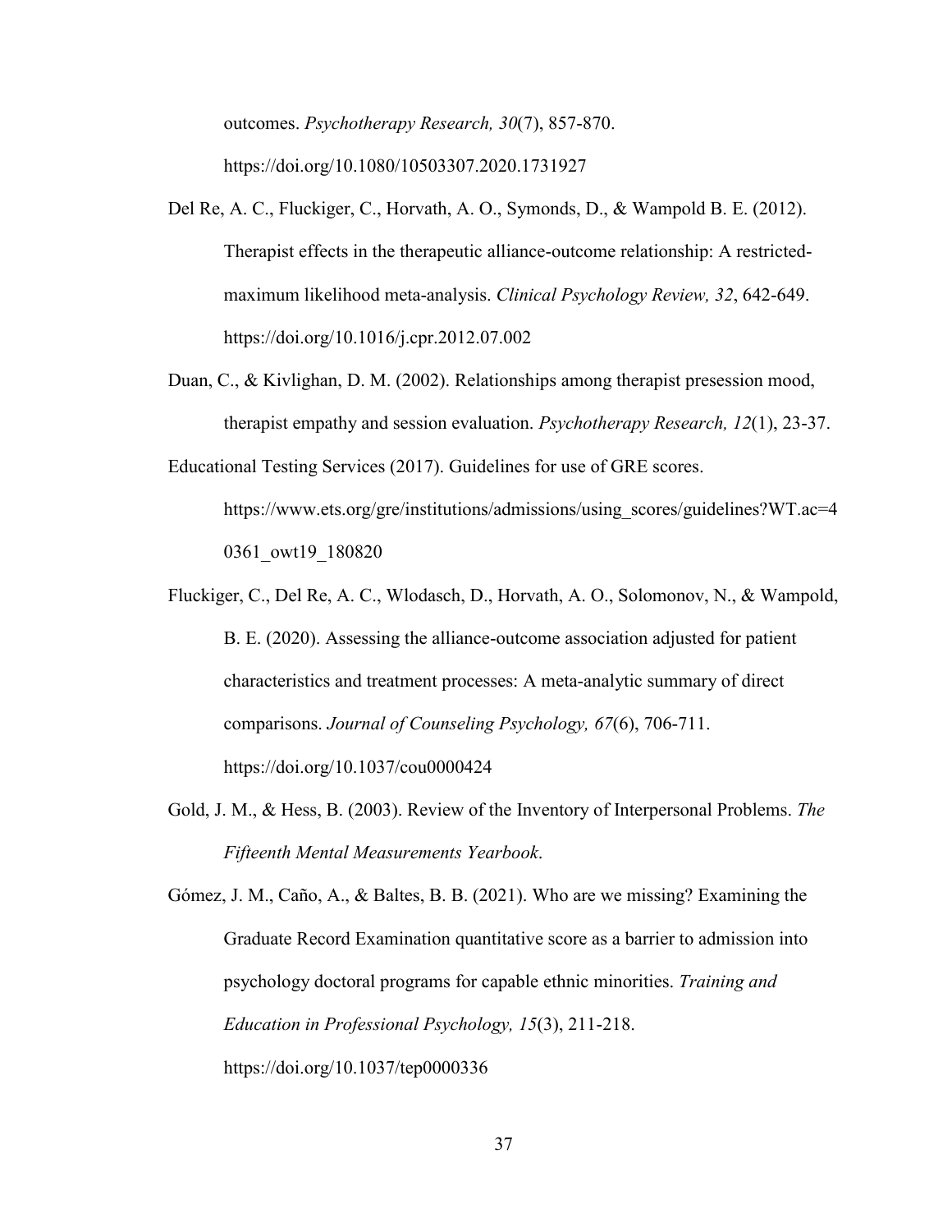outcomes. *Psychotherapy Research, 30*(7), 857-870. https://doi.org/10.1080/10503307.2020.1731927

Del Re, A. C., Fluckiger, C., Horvath, A. O., Symonds, D., & Wampold B. E. (2012). Therapist effects in the therapeutic alliance-outcome relationship: A restricted-maximum likelihood meta-analysis. *Clinical Psychology Review, 32*, 642-649. https://doi.org/10.1016/j.cpr.2012.07.002

Duan, C., & Kivlighan, D. M. (2002). Relationships among therapist presession mood, therapist empathy and session evaluation. *Psychotherapy Research, 12*(1), 23-37.

Educational Testing Services (2017). Guidelines for use of GRE scores. https://www.ets.org/gre/institutions/admissions/using_scores/guidelines?WT.ac=40361_owt19_180820

Fluckiger, C., Del Re, A. C., Wlodasch, D., Horvath, A. O., Solomonov, N., & Wampold, B. E. (2020). Assessing the alliance-outcome association adjusted for patient characteristics and treatment processes: A meta-analytic summary of direct comparisons. *Journal of Counseling Psychology, 67*(6), 706-711. https://doi.org/10.1037/cou0000424

Gold, J. M., & Hess, B. (2003). Review of the Inventory of Interpersonal Problems. *The Fifteenth Mental Measurements Yearbook*.

Gómez, J. M., Caño, A., & Baltes, B. B. (2021). Who are we missing? Examining the Graduate Record Examination quantitative score as a barrier to admission into psychology doctoral programs for capable ethnic minorities. *Training and Education in Professional Psychology, 15*(3), 211-218. https://doi.org/10.1037/tep0000336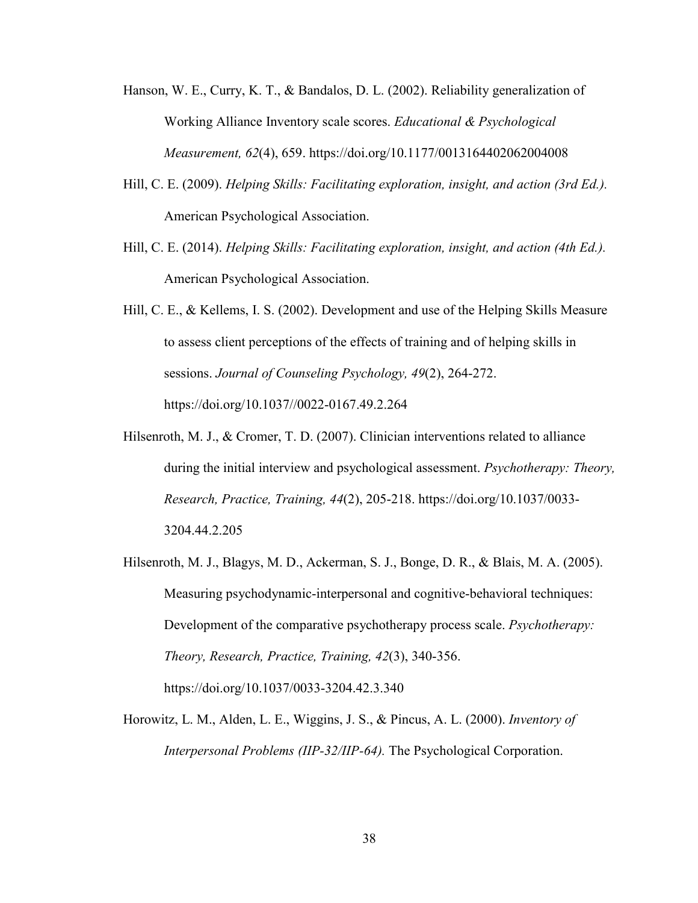Hanson, W. E., Curry, K. T., & Bandalos, D. L. (2002). Reliability generalization of Working Alliance Inventory scale scores. *Educational & Psychological Measurement, 62*(4), 659. https://doi.org/10.1177/0013164402062004008

Hill, C. E. (2009). *Helping Skills: Facilitating exploration, insight, and action (3rd Ed.).* American Psychological Association.

Hill, C. E. (2014). *Helping Skills: Facilitating exploration, insight, and action (4th Ed.).* American Psychological Association.

Hill, C. E., & Kellems, I. S. (2002). Development and use of the Helping Skills Measure to assess client perceptions of the effects of training and of helping skills in sessions. *Journal of Counseling Psychology, 49*(2), 264-272. https://doi.org/10.1037//0022-0167.49.2.264

Hilsenroth, M. J., & Cromer, T. D. (2007). Clinician interventions related to alliance during the initial interview and psychological assessment. *Psychotherapy: Theory, Research, Practice, Training, 44*(2), 205-218. https://doi.org/10.1037/0033-3204.44.2.205

Hilsenroth, M. J., Blagys, M. D., Ackerman, S. J., Bonge, D. R., & Blais, M. A. (2005). Measuring psychodynamic-interpersonal and cognitive-behavioral techniques: Development of the comparative psychotherapy process scale. *Psychotherapy: Theory, Research, Practice, Training, 42*(3), 340-356. https://doi.org/10.1037/0033-3204.42.3.340

Horowitz, L. M., Alden, L. E., Wiggins, J. S., & Pincus, A. L. (2000). *Inventory of Interpersonal Problems (IIP-32/IIP-64).* The Psychological Corporation.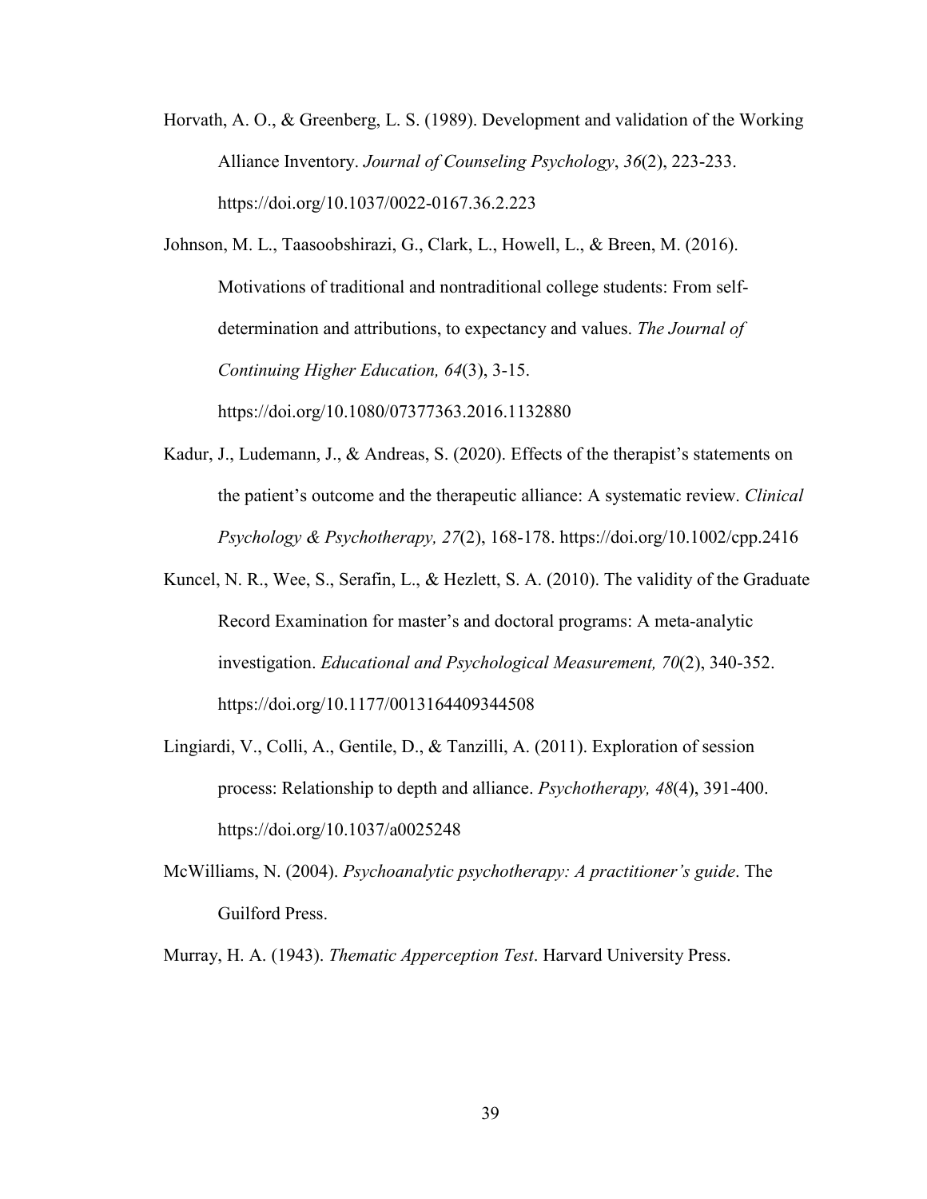Horvath, A. O., & Greenberg, L. S. (1989). Development and validation of the Working Alliance Inventory. *Journal of Counseling Psychology*, *36*(2), 223-233. https://doi.org/10.1037/0022-0167.36.2.223

Johnson, M. L., Taasoobshirazi, G., Clark, L., Howell, L., & Breen, M. (2016). Motivations of traditional and nontraditional college students: From self-determination and attributions, to expectancy and values. *The Journal of Continuing Higher Education, 64*(3), 3-15. https://doi.org/10.1080/07377363.2016.1132880

Kadur, J., Ludemann, J., & Andreas, S. (2020). Effects of the therapist's statements on the patient's outcome and the therapeutic alliance: A systematic review. *Clinical Psychology & Psychotherapy, 27*(2), 168-178. https://doi.org/10.1002/cpp.2416

Kuncel, N. R., Wee, S., Serafin, L., & Hezlett, S. A. (2010). The validity of the Graduate Record Examination for master's and doctoral programs: A meta-analytic investigation. *Educational and Psychological Measurement, 70*(2), 340-352. https://doi.org/10.1177/0013164409344508

Lingiardi, V., Colli, A., Gentile, D., & Tanzilli, A. (2011). Exploration of session process: Relationship to depth and alliance. *Psychotherapy, 48*(4), 391-400. https://doi.org/10.1037/a0025248

McWilliams, N. (2004). *Psychoanalytic psychotherapy: A practitioner's guide*. The Guilford Press.

Murray, H. A. (1943). *Thematic Apperception Test*. Harvard University Press.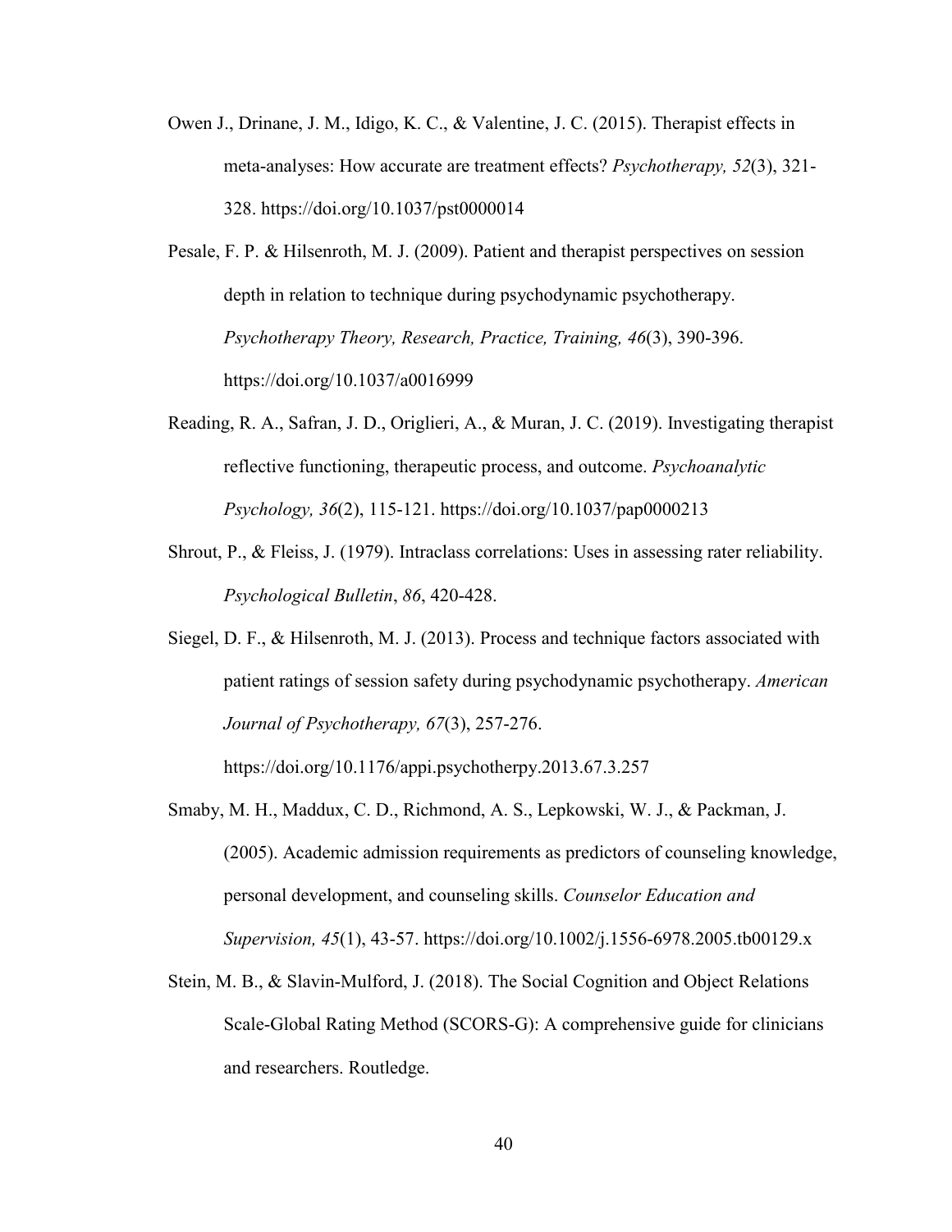Owen J., Drinane, J. M., Idigo, K. C., & Valentine, J. C. (2015). Therapist effects in meta-analyses: How accurate are treatment effects? *Psychotherapy, 52*(3), 321-328. https://doi.org/10.1037/pst0000014

Pesale, F. P. & Hilsenroth, M. J. (2009). Patient and therapist perspectives on session depth in relation to technique during psychodynamic psychotherapy. *Psychotherapy Theory, Research, Practice, Training, 46*(3), 390-396. https://doi.org/10.1037/a0016999

Reading, R. A., Safran, J. D., Origlieri, A., & Muran, J. C. (2019). Investigating therapist reflective functioning, therapeutic process, and outcome. *Psychoanalytic Psychology, 36*(2), 115-121. https://doi.org/10.1037/pap0000213

Shrout, P., & Fleiss, J. (1979). Intraclass correlations: Uses in assessing rater reliability. *Psychological Bulletin*, *86*, 420-428.

Siegel, D. F., & Hilsenroth, M. J. (2013). Process and technique factors associated with patient ratings of session safety during psychodynamic psychotherapy. *American Journal of Psychotherapy, 67*(3), 257-276. https://doi.org/10.1176/appi.psychotherpy.2013.67.3.257

Smaby, M. H., Maddux, C. D., Richmond, A. S., Lepkowski, W. J., & Packman, J. (2005). Academic admission requirements as predictors of counseling knowledge, personal development, and counseling skills. *Counselor Education and Supervision, 45*(1), 43-57. https://doi.org/10.1002/j.1556-6978.2005.tb00129.x

Stein, M. B., & Slavin-Mulford, J. (2018). The Social Cognition and Object Relations Scale-Global Rating Method (SCORS-G): A comprehensive guide for clinicians and researchers. Routledge.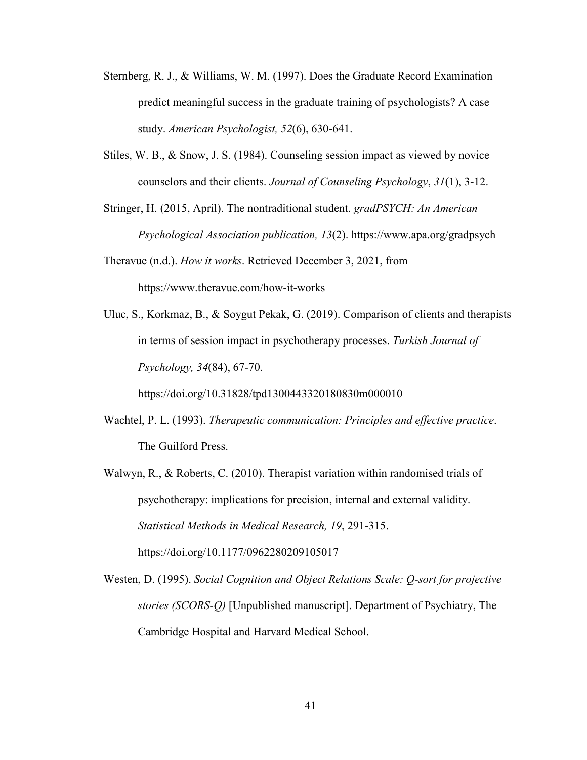Sternberg, R. J., & Williams, W. M. (1997). Does the Graduate Record Examination predict meaningful success in the graduate training of psychologists? A case study. *American Psychologist, 52*(6), 630-641.

Stiles, W. B., & Snow, J. S. (1984). Counseling session impact as viewed by novice counselors and their clients. *Journal of Counseling Psychology*, *31*(1), 3-12.

Stringer, H. (2015, April). The nontraditional student. *gradPSYCH: An American Psychological Association publication, 13*(2). https://www.apa.org/gradpsych

Theravue (n.d.). *How it works*. Retrieved December 3, 2021, from https://www.theravue.com/how-it-works

Uluc, S., Korkmaz, B., & Soygut Pekak, G. (2019). Comparison of clients and therapists in terms of session impact in psychotherapy processes. *Turkish Journal of Psychology, 34*(84), 67-70. https://doi.org/10.31828/tpd1300443320180830m000010

Wachtel, P. L. (1993). *Therapeutic communication: Principles and effective practice*. The Guilford Press.

Walwyn, R., & Roberts, C. (2010). Therapist variation within randomised trials of psychotherapy: implications for precision, internal and external validity. *Statistical Methods in Medical Research, 19*, 291-315. https://doi.org/10.1177/0962280209105017

Westen, D. (1995). *Social Cognition and Object Relations Scale: Q-sort for projective stories (SCORS-Q)* [Unpublished manuscript]. Department of Psychiatry, The Cambridge Hospital and Harvard Medical School.